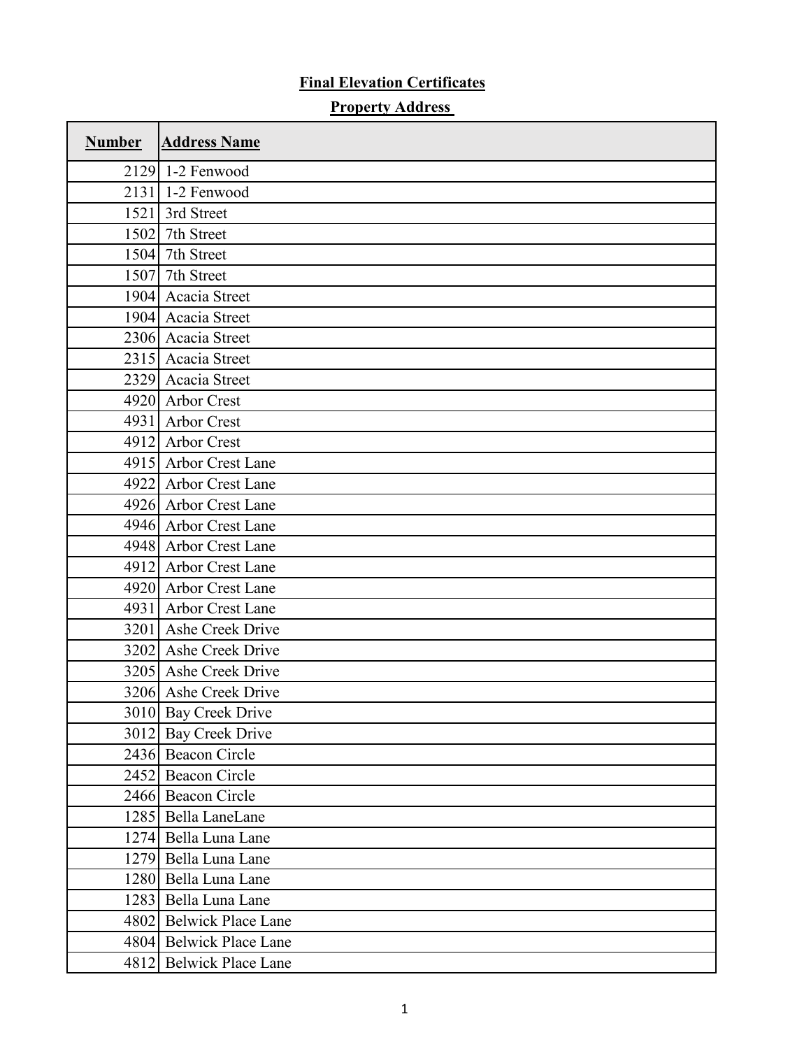# Final Elevation Certificates

## Property Address

| Number | Address Name |
|---|---|
| 2129 | 1-2 Fenwood |
| 2131 | 1-2 Fenwood |
| 1521 | 3rd Street |
| 1502 | 7th Street |
| 1504 | 7th Street |
| 1507 | 7th Street |
| 1904 | Acacia Street |
| 1904 | Acacia Street |
| 2306 | Acacia Street |
| 2315 | Acacia Street |
| 2329 | Acacia Street |
| 4920 | Arbor Crest |
| 4931 | Arbor Crest |
| 4912 | Arbor Crest |
| 4915 | Arbor Crest Lane |
| 4922 | Arbor Crest Lane |
| 4926 | Arbor Crest Lane |
| 4946 | Arbor Crest Lane |
| 4948 | Arbor Crest Lane |
| 4912 | Arbor Crest Lane |
| 4920 | Arbor Crest Lane |
| 4931 | Arbor Crest Lane |
| 3201 | Ashe Creek Drive |
| 3202 | Ashe Creek Drive |
| 3205 | Ashe Creek Drive |
| 3206 | Ashe Creek Drive |
| 3010 | Bay Creek Drive |
| 3012 | Bay Creek Drive |
| 2436 | Beacon Circle |
| 2452 | Beacon Circle |
| 2466 | Beacon Circle |
| 1285 | Bella LaneLane |
| 1274 | Bella Luna Lane |
| 1279 | Bella Luna Lane |
| 1280 | Bella Luna Lane |
| 1283 | Bella Luna Lane |
| 4802 | Belwick Place Lane |
| 4804 | Belwick Place Lane |
| 4812 | Belwick Place Lane |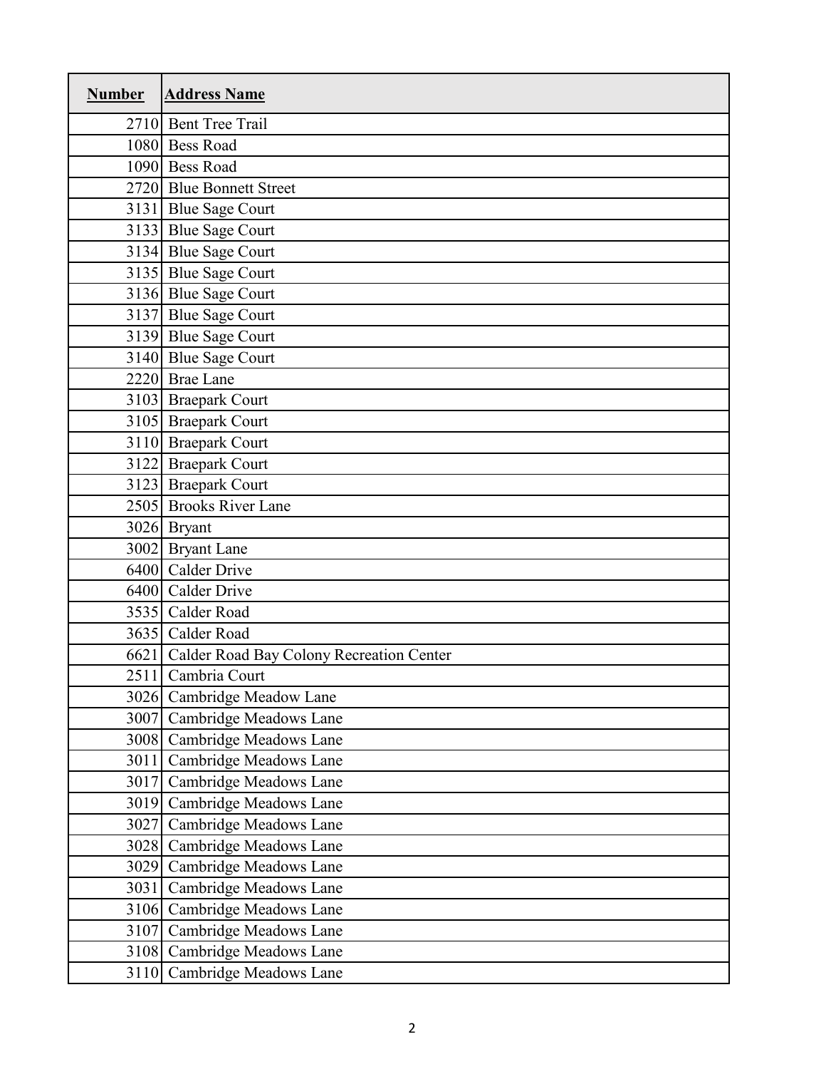| Number | Address Name |
|---|---|
| 2710 | Bent Tree Trail |
| 1080 | Bess Road |
| 1090 | Bess Road |
| 2720 | Blue Bonnett Street |
| 3131 | Blue Sage Court |
| 3133 | Blue Sage Court |
| 3134 | Blue Sage Court |
| 3135 | Blue Sage Court |
| 3136 | Blue Sage Court |
| 3137 | Blue Sage Court |
| 3139 | Blue Sage Court |
| 3140 | Blue Sage Court |
| 2220 | Brae Lane |
| 3103 | Braepark Court |
| 3105 | Braepark Court |
| 3110 | Braepark Court |
| 3122 | Braepark Court |
| 3123 | Braepark Court |
| 2505 | Brooks River Lane |
| 3026 | Bryant |
| 3002 | Bryant Lane |
| 6400 | Calder Drive |
| 6400 | Calder Drive |
| 3535 | Calder Road |
| 3635 | Calder Road |
| 6621 | Calder Road Bay Colony Recreation Center |
| 2511 | Cambria Court |
| 3026 | Cambridge Meadow Lane |
| 3007 | Cambridge Meadows Lane |
| 3008 | Cambridge Meadows Lane |
| 3011 | Cambridge Meadows Lane |
| 3017 | Cambridge Meadows Lane |
| 3019 | Cambridge Meadows Lane |
| 3027 | Cambridge Meadows Lane |
| 3028 | Cambridge Meadows Lane |
| 3029 | Cambridge Meadows Lane |
| 3031 | Cambridge Meadows Lane |
| 3106 | Cambridge Meadows Lane |
| 3107 | Cambridge Meadows Lane |
| 3108 | Cambridge Meadows Lane |
| 3110 | Cambridge Meadows Lane |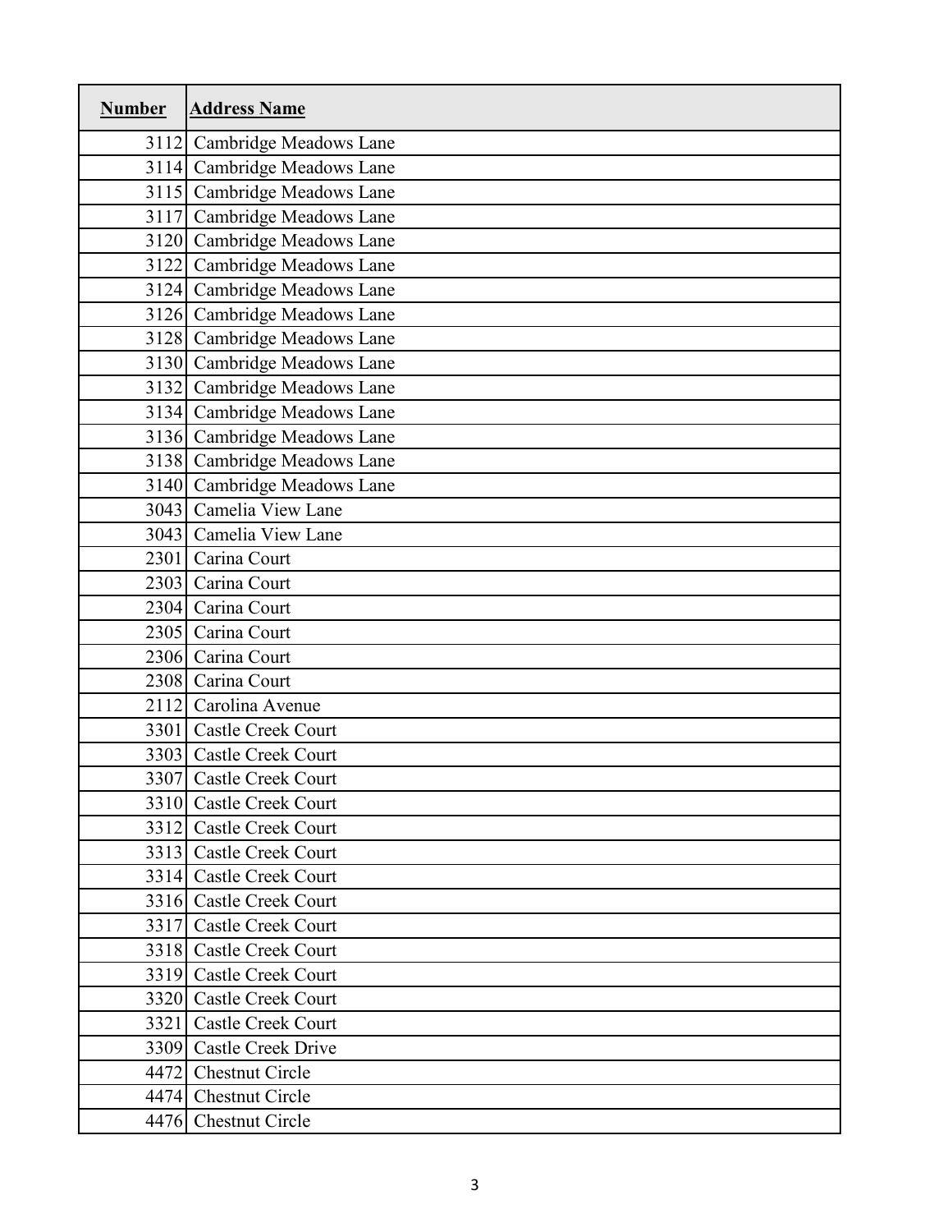| Number | Address Name |
|---|---|
| 3112 | Cambridge Meadows Lane |
| 3114 | Cambridge Meadows Lane |
| 3115 | Cambridge Meadows Lane |
| 3117 | Cambridge Meadows Lane |
| 3120 | Cambridge Meadows Lane |
| 3122 | Cambridge Meadows Lane |
| 3124 | Cambridge Meadows Lane |
| 3126 | Cambridge Meadows Lane |
| 3128 | Cambridge Meadows Lane |
| 3130 | Cambridge Meadows Lane |
| 3132 | Cambridge Meadows Lane |
| 3134 | Cambridge Meadows Lane |
| 3136 | Cambridge Meadows Lane |
| 3138 | Cambridge Meadows Lane |
| 3140 | Cambridge Meadows Lane |
| 3043 | Camelia View Lane |
| 3043 | Camelia View Lane |
| 2301 | Carina Court |
| 2303 | Carina Court |
| 2304 | Carina Court |
| 2305 | Carina Court |
| 2306 | Carina Court |
| 2308 | Carina Court |
| 2112 | Carolina Avenue |
| 3301 | Castle Creek Court |
| 3303 | Castle Creek Court |
| 3307 | Castle Creek Court |
| 3310 | Castle Creek Court |
| 3312 | Castle Creek Court |
| 3313 | Castle Creek Court |
| 3314 | Castle Creek Court |
| 3316 | Castle Creek Court |
| 3317 | Castle Creek Court |
| 3318 | Castle Creek Court |
| 3319 | Castle Creek Court |
| 3320 | Castle Creek Court |
| 3321 | Castle Creek Court |
| 3309 | Castle Creek Drive |
| 4472 | Chestnut Circle |
| 4474 | Chestnut Circle |
| 4476 | Chestnut Circle |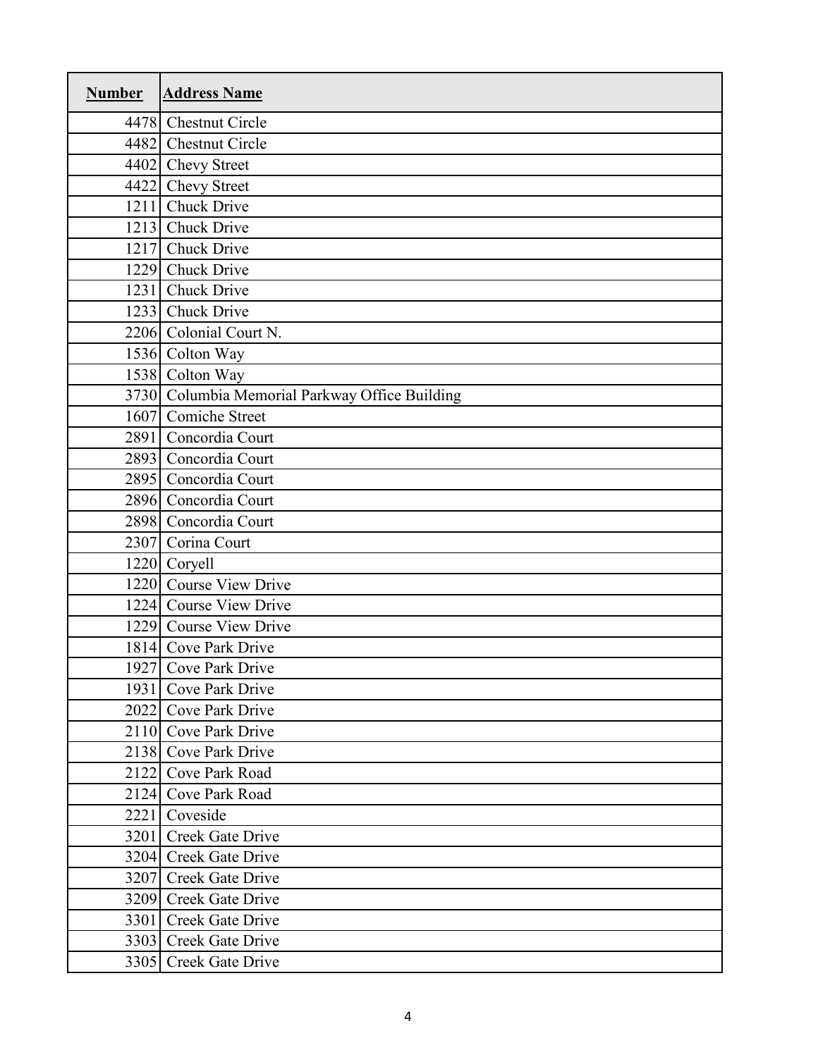| Number | Address Name |
|---|---|
| 4478 | Chestnut Circle |
| 4482 | Chestnut Circle |
| 4402 | Chevy Street |
| 4422 | Chevy Street |
| 1211 | Chuck Drive |
| 1213 | Chuck Drive |
| 1217 | Chuck Drive |
| 1229 | Chuck Drive |
| 1231 | Chuck Drive |
| 1233 | Chuck Drive |
| 2206 | Colonial Court N. |
| 1536 | Colton Way |
| 1538 | Colton Way |
| 3730 | Columbia Memorial Parkway Office Building |
| 1607 | Comiche Street |
| 2891 | Concordia Court |
| 2893 | Concordia Court |
| 2895 | Concordia Court |
| 2896 | Concordia Court |
| 2898 | Concordia Court |
| 2307 | Corina Court |
| 1220 | Coryell |
| 1220 | Course View Drive |
| 1224 | Course View Drive |
| 1229 | Course View Drive |
| 1814 | Cove Park Drive |
| 1927 | Cove Park Drive |
| 1931 | Cove Park Drive |
| 2022 | Cove Park Drive |
| 2110 | Cove Park Drive |
| 2138 | Cove Park Drive |
| 2122 | Cove Park Road |
| 2124 | Cove Park Road |
| 2221 | Coveside |
| 3201 | Creek Gate Drive |
| 3204 | Creek Gate Drive |
| 3207 | Creek Gate Drive |
| 3209 | Creek Gate Drive |
| 3301 | Creek Gate Drive |
| 3303 | Creek Gate Drive |
| 3305 | Creek Gate Drive |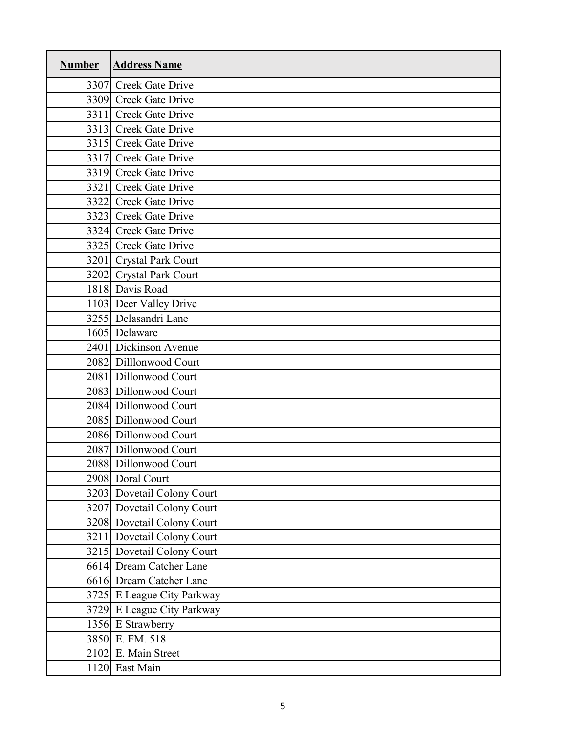| Number | Address Name |
|---|---|
| 3307 | Creek Gate Drive |
| 3309 | Creek Gate Drive |
| 3311 | Creek Gate Drive |
| 3313 | Creek Gate Drive |
| 3315 | Creek Gate Drive |
| 3317 | Creek Gate Drive |
| 3319 | Creek Gate Drive |
| 3321 | Creek Gate Drive |
| 3322 | Creek Gate Drive |
| 3323 | Creek Gate Drive |
| 3324 | Creek Gate Drive |
| 3325 | Creek Gate Drive |
| 3201 | Crystal Park Court |
| 3202 | Crystal Park Court |
| 1818 | Davis Road |
| 1103 | Deer Valley Drive |
| 3255 | Delasandri Lane |
| 1605 | Delaware |
| 2401 | Dickinson Avenue |
| 2082 | Dilllonwood Court |
| 2081 | Dillonwood Court |
| 2083 | Dillonwood Court |
| 2084 | Dillonwood Court |
| 2085 | Dillonwood Court |
| 2086 | Dillonwood Court |
| 2087 | Dillonwood Court |
| 2088 | Dillonwood Court |
| 2908 | Doral Court |
| 3203 | Dovetail Colony Court |
| 3207 | Dovetail Colony Court |
| 3208 | Dovetail Colony Court |
| 3211 | Dovetail Colony Court |
| 3215 | Dovetail Colony Court |
| 6614 | Dream Catcher Lane |
| 6616 | Dream Catcher Lane |
| 3725 | E League City Parkway |
| 3729 | E League City Parkway |
| 1356 | E Strawberry |
| 3850 | E. FM. 518 |
| 2102 | E. Main Street |
| 1120 | East Main |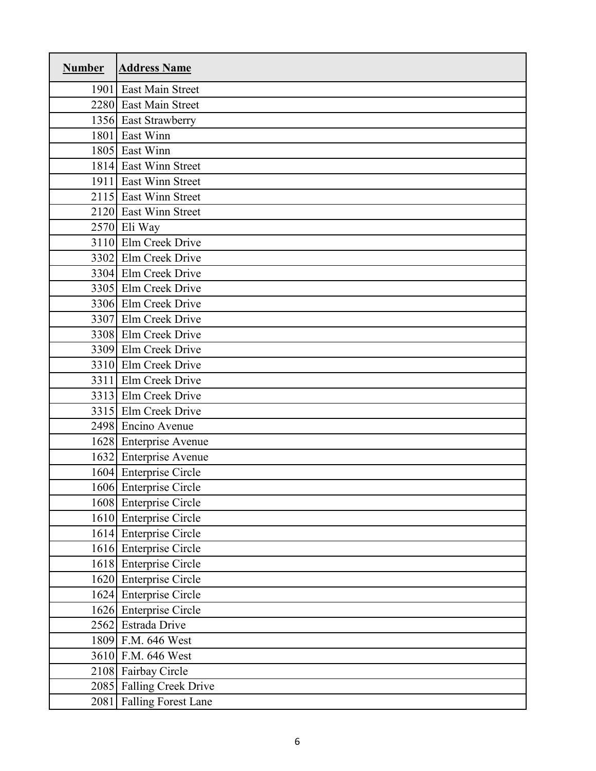| Number | Address Name |
|---|---|
| 1901 | East Main Street |
| 2280 | East Main Street |
| 1356 | East Strawberry |
| 1801 | East Winn |
| 1805 | East Winn |
| 1814 | East Winn Street |
| 1911 | East Winn Street |
| 2115 | East Winn Street |
| 2120 | East Winn Street |
| 2570 | Eli Way |
| 3110 | Elm Creek Drive |
| 3302 | Elm Creek Drive |
| 3304 | Elm Creek Drive |
| 3305 | Elm Creek Drive |
| 3306 | Elm Creek Drive |
| 3307 | Elm Creek Drive |
| 3308 | Elm Creek Drive |
| 3309 | Elm Creek Drive |
| 3310 | Elm Creek Drive |
| 3311 | Elm Creek Drive |
| 3313 | Elm Creek Drive |
| 3315 | Elm Creek Drive |
| 2498 | Encino Avenue |
| 1628 | Enterprise Avenue |
| 1632 | Enterprise Avenue |
| 1604 | Enterprise Circle |
| 1606 | Enterprise Circle |
| 1608 | Enterprise Circle |
| 1610 | Enterprise Circle |
| 1614 | Enterprise Circle |
| 1616 | Enterprise Circle |
| 1618 | Enterprise Circle |
| 1620 | Enterprise Circle |
| 1624 | Enterprise Circle |
| 1626 | Enterprise Circle |
| 2562 | Estrada Drive |
| 1809 | F.M. 646 West |
| 3610 | F.M. 646 West |
| 2108 | Fairbay Circle |
| 2085 | Falling Creek Drive |
| 2081 | Falling Forest Lane |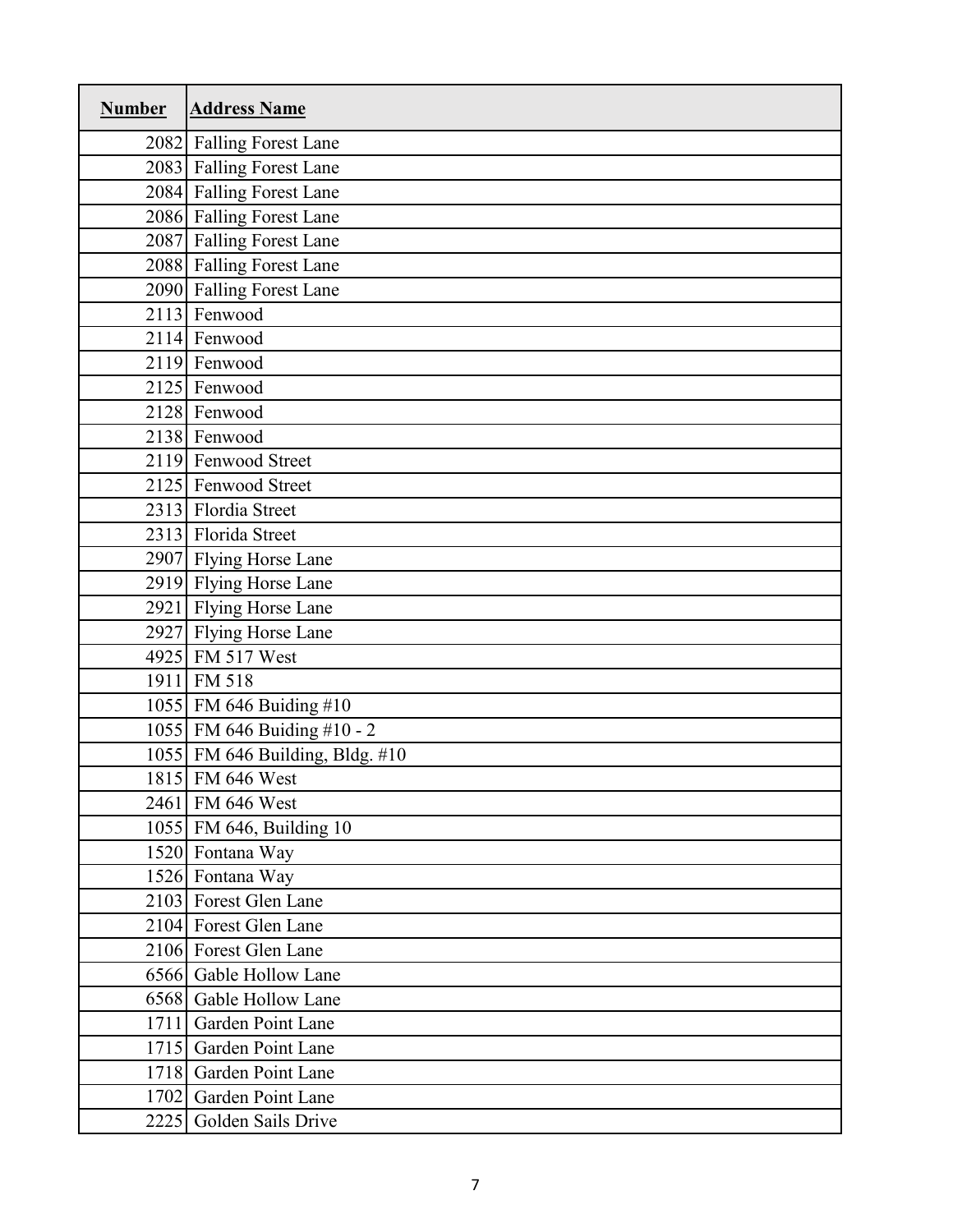| Number | Address Name |
|---:|---|
| 2082 | Falling Forest Lane |
| 2083 | Falling Forest Lane |
| 2084 | Falling Forest Lane |
| 2086 | Falling Forest Lane |
| 2087 | Falling Forest Lane |
| 2088 | Falling Forest Lane |
| 2090 | Falling Forest Lane |
| 2113 | Fenwood |
| 2114 | Fenwood |
| 2119 | Fenwood |
| 2125 | Fenwood |
| 2128 | Fenwood |
| 2138 | Fenwood |
| 2119 | Fenwood Street |
| 2125 | Fenwood Street |
| 2313 | Flordia Street |
| 2313 | Florida Street |
| 2907 | Flying Horse Lane |
| 2919 | Flying Horse Lane |
| 2921 | Flying Horse Lane |
| 2927 | Flying Horse Lane |
| 4925 | FM 517 West |
| 1911 | FM 518 |
| 1055 | FM 646 Buiding #10 |
| 1055 | FM 646 Buiding #10 - 2 |
| 1055 | FM 646 Building, Bldg. #10 |
| 1815 | FM 646 West |
| 2461 | FM 646 West |
| 1055 | FM 646, Building 10 |
| 1520 | Fontana Way |
| 1526 | Fontana Way |
| 2103 | Forest Glen Lane |
| 2104 | Forest Glen Lane |
| 2106 | Forest Glen Lane |
| 6566 | Gable Hollow Lane |
| 6568 | Gable Hollow Lane |
| 1711 | Garden Point Lane |
| 1715 | Garden Point Lane |
| 1718 | Garden Point Lane |
| 1702 | Garden Point Lane |
| 2225 | Golden Sails Drive |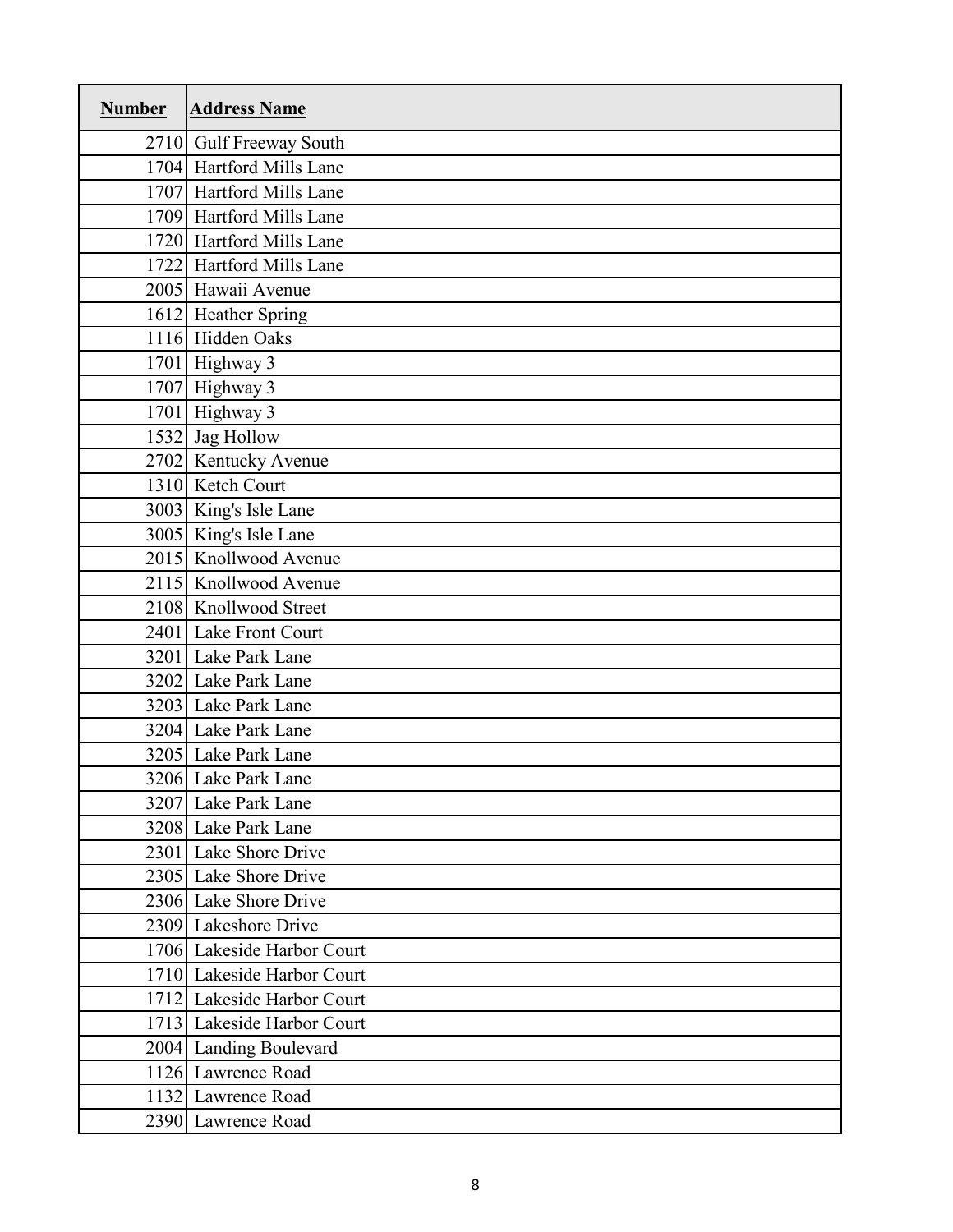| Number | Address Name |
|---|---|
| 2710 | Gulf Freeway South |
| 1704 | Hartford Mills Lane |
| 1707 | Hartford Mills Lane |
| 1709 | Hartford Mills Lane |
| 1720 | Hartford Mills Lane |
| 1722 | Hartford Mills Lane |
| 2005 | Hawaii Avenue |
| 1612 | Heather Spring |
| 1116 | Hidden Oaks |
| 1701 | Highway 3 |
| 1707 | Highway 3 |
| 1701 | Highway 3 |
| 1532 | Jag Hollow |
| 2702 | Kentucky Avenue |
| 1310 | Ketch Court |
| 3003 | King's Isle Lane |
| 3005 | King's Isle Lane |
| 2015 | Knollwood Avenue |
| 2115 | Knollwood Avenue |
| 2108 | Knollwood Street |
| 2401 | Lake Front Court |
| 3201 | Lake Park Lane |
| 3202 | Lake Park Lane |
| 3203 | Lake Park Lane |
| 3204 | Lake Park Lane |
| 3205 | Lake Park Lane |
| 3206 | Lake Park Lane |
| 3207 | Lake Park Lane |
| 3208 | Lake Park Lane |
| 2301 | Lake Shore Drive |
| 2305 | Lake Shore Drive |
| 2306 | Lake Shore Drive |
| 2309 | Lakeshore Drive |
| 1706 | Lakeside Harbor Court |
| 1710 | Lakeside Harbor Court |
| 1712 | Lakeside Harbor Court |
| 1713 | Lakeside Harbor Court |
| 2004 | Landing Boulevard |
| 1126 | Lawrence Road |
| 1132 | Lawrence Road |
| 2390 | Lawrence Road |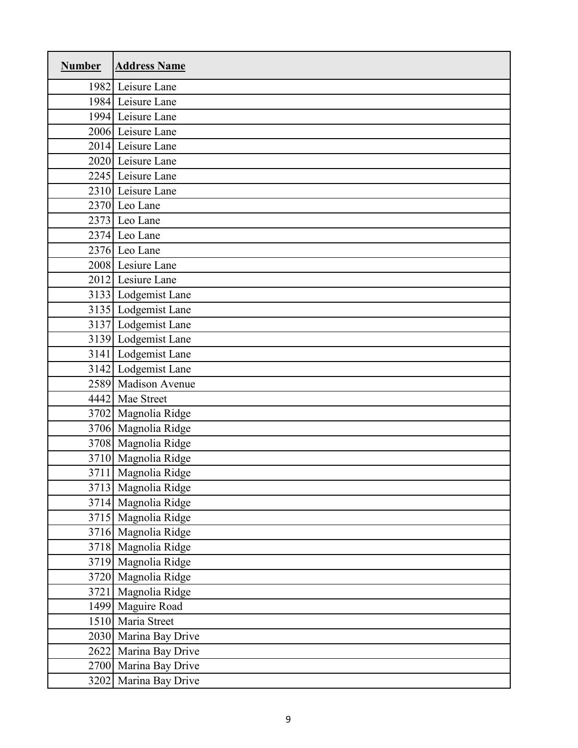| Number | Address Name |
| --- | --- |
| 1982 | Leisure Lane |
| 1984 | Leisure Lane |
| 1994 | Leisure Lane |
| 2006 | Leisure Lane |
| 2014 | Leisure Lane |
| 2020 | Leisure Lane |
| 2245 | Leisure Lane |
| 2310 | Leisure Lane |
| 2370 | Leo Lane |
| 2373 | Leo Lane |
| 2374 | Leo Lane |
| 2376 | Leo Lane |
| 2008 | Lesiure Lane |
| 2012 | Lesiure Lane |
| 3133 | Lodgemist Lane |
| 3135 | Lodgemist Lane |
| 3137 | Lodgemist Lane |
| 3139 | Lodgemist Lane |
| 3141 | Lodgemist Lane |
| 3142 | Lodgemist Lane |
| 2589 | Madison Avenue |
| 4442 | Mae Street |
| 3702 | Magnolia Ridge |
| 3706 | Magnolia Ridge |
| 3708 | Magnolia Ridge |
| 3710 | Magnolia Ridge |
| 3711 | Magnolia Ridge |
| 3713 | Magnolia Ridge |
| 3714 | Magnolia Ridge |
| 3715 | Magnolia Ridge |
| 3716 | Magnolia Ridge |
| 3718 | Magnolia Ridge |
| 3719 | Magnolia Ridge |
| 3720 | Magnolia Ridge |
| 3721 | Magnolia Ridge |
| 1499 | Maguire Road |
| 1510 | Maria Street |
| 2030 | Marina Bay Drive |
| 2622 | Marina Bay Drive |
| 2700 | Marina Bay Drive |
| 3202 | Marina Bay Drive |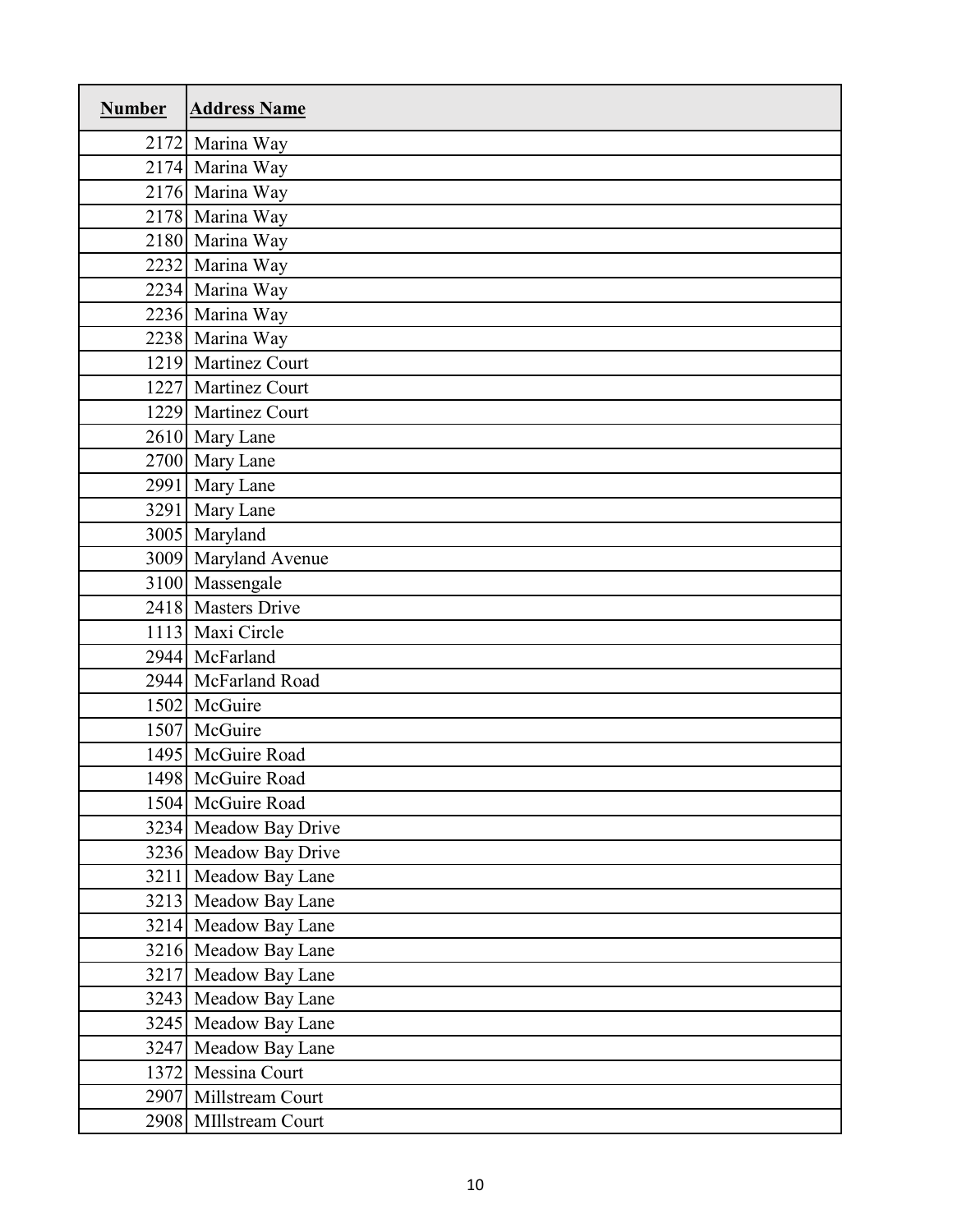| Number | Address Name |
|---|---|
| 2172 | Marina Way |
| 2174 | Marina Way |
| 2176 | Marina Way |
| 2178 | Marina Way |
| 2180 | Marina Way |
| 2232 | Marina Way |
| 2234 | Marina Way |
| 2236 | Marina Way |
| 2238 | Marina Way |
| 1219 | Martinez Court |
| 1227 | Martinez Court |
| 1229 | Martinez Court |
| 2610 | Mary Lane |
| 2700 | Mary Lane |
| 2991 | Mary Lane |
| 3291 | Mary Lane |
| 3005 | Maryland |
| 3009 | Maryland Avenue |
| 3100 | Massengale |
| 2418 | Masters Drive |
| 1113 | Maxi Circle |
| 2944 | McFarland |
| 2944 | McFarland Road |
| 1502 | McGuire |
| 1507 | McGuire |
| 1495 | McGuire Road |
| 1498 | McGuire Road |
| 1504 | McGuire Road |
| 3234 | Meadow Bay Drive |
| 3236 | Meadow Bay Drive |
| 3211 | Meadow Bay Lane |
| 3213 | Meadow Bay Lane |
| 3214 | Meadow Bay Lane |
| 3216 | Meadow Bay Lane |
| 3217 | Meadow Bay Lane |
| 3243 | Meadow Bay Lane |
| 3245 | Meadow Bay Lane |
| 3247 | Meadow Bay Lane |
| 1372 | Messina Court |
| 2907 | Millstream Court |
| 2908 | MIllstream Court |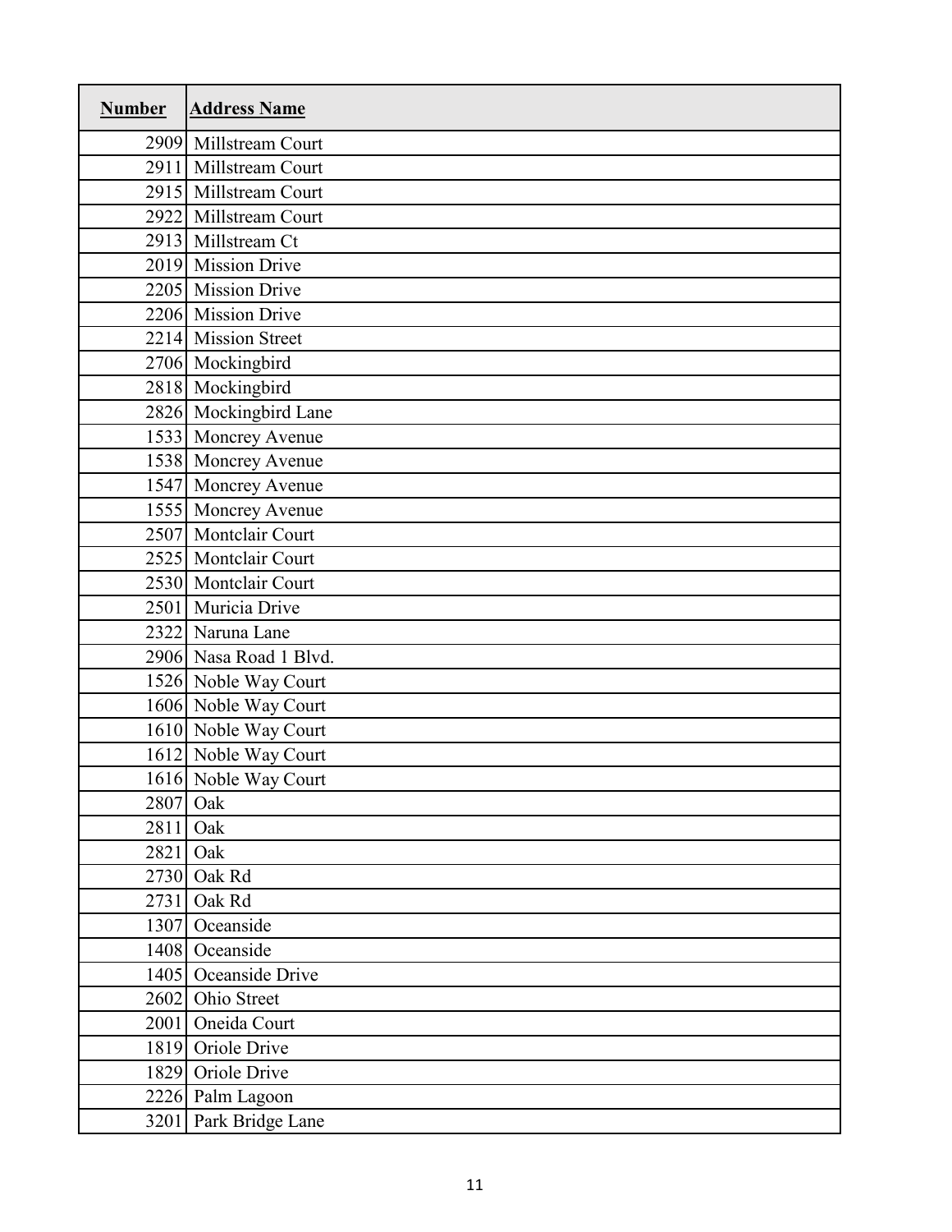| Number | Address Name |
|---|---|
| 2909 | Millstream Court |
| 2911 | Millstream Court |
| 2915 | Millstream Court |
| 2922 | Millstream Court |
| 2913 | Millstream Ct |
| 2019 | Mission Drive |
| 2205 | Mission Drive |
| 2206 | Mission Drive |
| 2214 | Mission Street |
| 2706 | Mockingbird |
| 2818 | Mockingbird |
| 2826 | Mockingbird Lane |
| 1533 | Moncrey Avenue |
| 1538 | Moncrey Avenue |
| 1547 | Moncrey Avenue |
| 1555 | Moncrey Avenue |
| 2507 | Montclair Court |
| 2525 | Montclair Court |
| 2530 | Montclair Court |
| 2501 | Muricia Drive |
| 2322 | Naruna Lane |
| 2906 | Nasa Road 1 Blvd. |
| 1526 | Noble Way Court |
| 1606 | Noble Way Court |
| 1610 | Noble Way Court |
| 1612 | Noble Way Court |
| 1616 | Noble Way Court |
| 2807 | Oak |
| 2811 | Oak |
| 2821 | Oak |
| 2730 | Oak Rd |
| 2731 | Oak Rd |
| 1307 | Oceanside |
| 1408 | Oceanside |
| 1405 | Oceanside Drive |
| 2602 | Ohio Street |
| 2001 | Oneida Court |
| 1819 | Oriole Drive |
| 1829 | Oriole Drive |
| 2226 | Palm Lagoon |
| 3201 | Park Bridge Lane |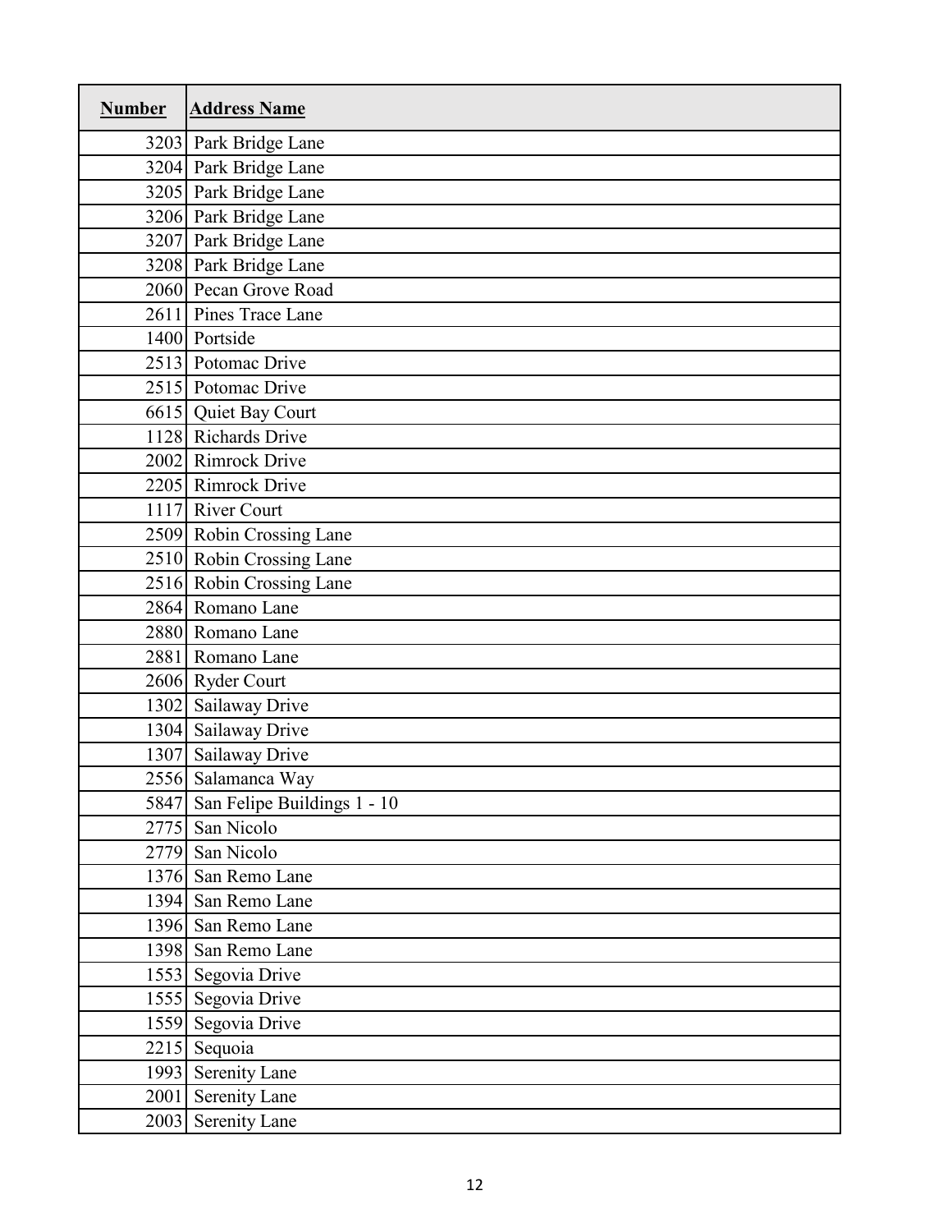| Number | Address Name |
|---|---|
| 3203 | Park Bridge Lane |
| 3204 | Park Bridge Lane |
| 3205 | Park Bridge Lane |
| 3206 | Park Bridge Lane |
| 3207 | Park Bridge Lane |
| 3208 | Park Bridge Lane |
| 2060 | Pecan Grove Road |
| 2611 | Pines Trace Lane |
| 1400 | Portside |
| 2513 | Potomac Drive |
| 2515 | Potomac Drive |
| 6615 | Quiet Bay Court |
| 1128 | Richards Drive |
| 2002 | Rimrock Drive |
| 2205 | Rimrock Drive |
| 1117 | River Court |
| 2509 | Robin Crossing Lane |
| 2510 | Robin Crossing Lane |
| 2516 | Robin Crossing Lane |
| 2864 | Romano Lane |
| 2880 | Romano Lane |
| 2881 | Romano Lane |
| 2606 | Ryder Court |
| 1302 | Sailaway Drive |
| 1304 | Sailaway Drive |
| 1307 | Sailaway Drive |
| 2556 | Salamanca Way |
| 5847 | San Felipe Buildings 1 - 10 |
| 2775 | San Nicolo |
| 2779 | San Nicolo |
| 1376 | San Remo Lane |
| 1394 | San Remo Lane |
| 1396 | San Remo Lane |
| 1398 | San Remo Lane |
| 1553 | Segovia Drive |
| 1555 | Segovia Drive |
| 1559 | Segovia Drive |
| 2215 | Sequoia |
| 1993 | Serenity Lane |
| 2001 | Serenity Lane |
| 2003 | Serenity Lane |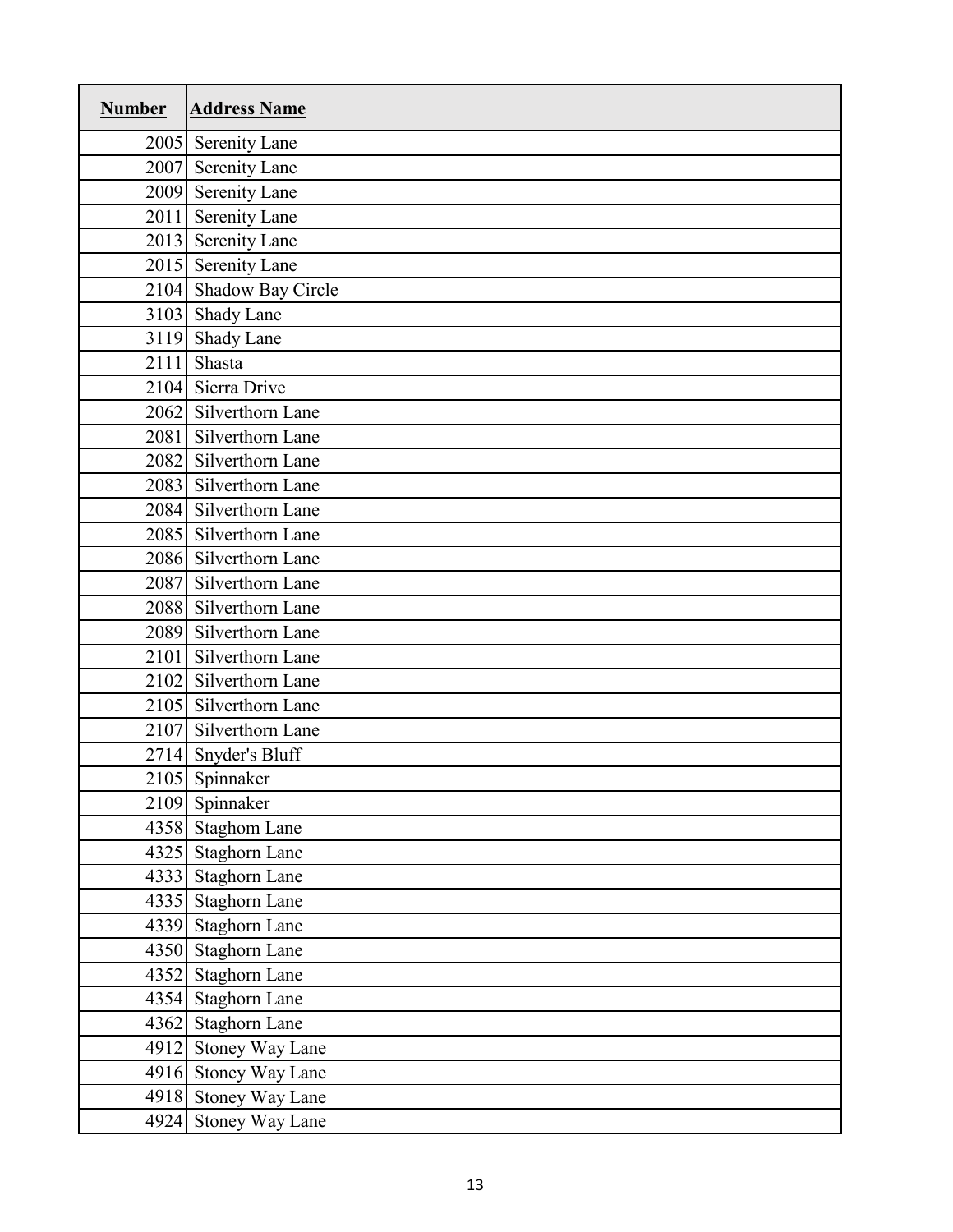| Number | Address Name |
|---|---|
| 2005 | Serenity Lane |
| 2007 | Serenity Lane |
| 2009 | Serenity Lane |
| 2011 | Serenity Lane |
| 2013 | Serenity Lane |
| 2015 | Serenity Lane |
| 2104 | Shadow Bay Circle |
| 3103 | Shady Lane |
| 3119 | Shady Lane |
| 2111 | Shasta |
| 2104 | Sierra Drive |
| 2062 | Silverthorn Lane |
| 2081 | Silverthorn Lane |
| 2082 | Silverthorn Lane |
| 2083 | Silverthorn Lane |
| 2084 | Silverthorn Lane |
| 2085 | Silverthorn Lane |
| 2086 | Silverthorn Lane |
| 2087 | Silverthorn Lane |
| 2088 | Silverthorn Lane |
| 2089 | Silverthorn Lane |
| 2101 | Silverthorn Lane |
| 2102 | Silverthorn Lane |
| 2105 | Silverthorn Lane |
| 2107 | Silverthorn Lane |
| 2714 | Snyder's Bluff |
| 2105 | Spinnaker |
| 2109 | Spinnaker |
| 4358 | Staghom Lane |
| 4325 | Staghorn Lane |
| 4333 | Staghorn Lane |
| 4335 | Staghorn Lane |
| 4339 | Staghorn Lane |
| 4350 | Staghorn Lane |
| 4352 | Staghorn Lane |
| 4354 | Staghorn Lane |
| 4362 | Staghorn Lane |
| 4912 | Stoney Way Lane |
| 4916 | Stoney Way Lane |
| 4918 | Stoney Way Lane |
| 4924 | Stoney Way Lane |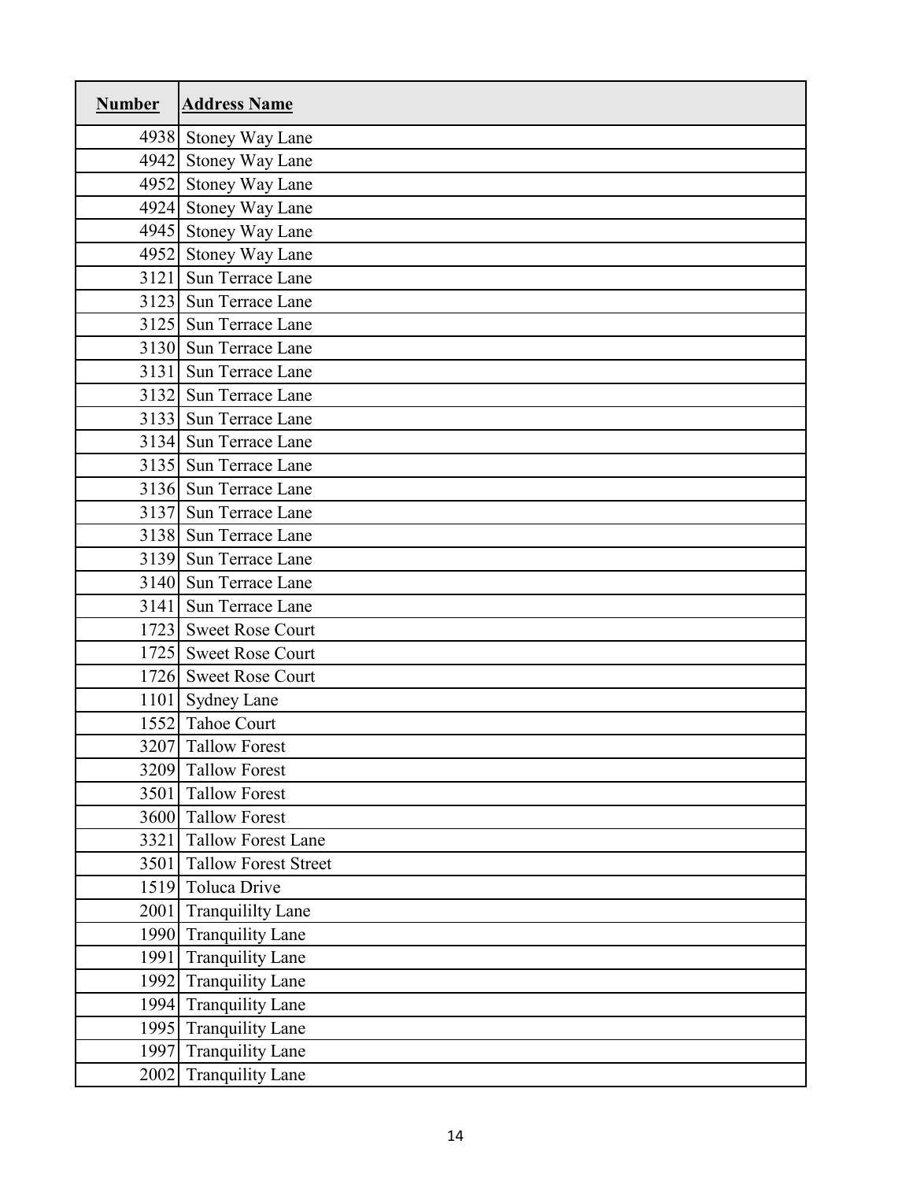| Number | Address Name |
|---|---|
| 4938 | Stoney Way Lane |
| 4942 | Stoney Way Lane |
| 4952 | Stoney Way Lane |
| 4924 | Stoney Way Lane |
| 4945 | Stoney Way Lane |
| 4952 | Stoney Way Lane |
| 3121 | Sun Terrace Lane |
| 3123 | Sun Terrace Lane |
| 3125 | Sun Terrace Lane |
| 3130 | Sun Terrace Lane |
| 3131 | Sun Terrace Lane |
| 3132 | Sun Terrace Lane |
| 3133 | Sun Terrace Lane |
| 3134 | Sun Terrace Lane |
| 3135 | Sun Terrace Lane |
| 3136 | Sun Terrace Lane |
| 3137 | Sun Terrace Lane |
| 3138 | Sun Terrace Lane |
| 3139 | Sun Terrace Lane |
| 3140 | Sun Terrace Lane |
| 3141 | Sun Terrace Lane |
| 1723 | Sweet Rose Court |
| 1725 | Sweet Rose Court |
| 1726 | Sweet Rose Court |
| 1101 | Sydney Lane |
| 1552 | Tahoe Court |
| 3207 | Tallow Forest |
| 3209 | Tallow Forest |
| 3501 | Tallow Forest |
| 3600 | Tallow Forest |
| 3321 | Tallow Forest Lane |
| 3501 | Tallow Forest Street |
| 1519 | Toluca Drive |
| 2001 | Tranquililty Lane |
| 1990 | Tranquility Lane |
| 1991 | Tranquility Lane |
| 1992 | Tranquility Lane |
| 1994 | Tranquility Lane |
| 1995 | Tranquility Lane |
| 1997 | Tranquility Lane |
| 2002 | Tranquility Lane |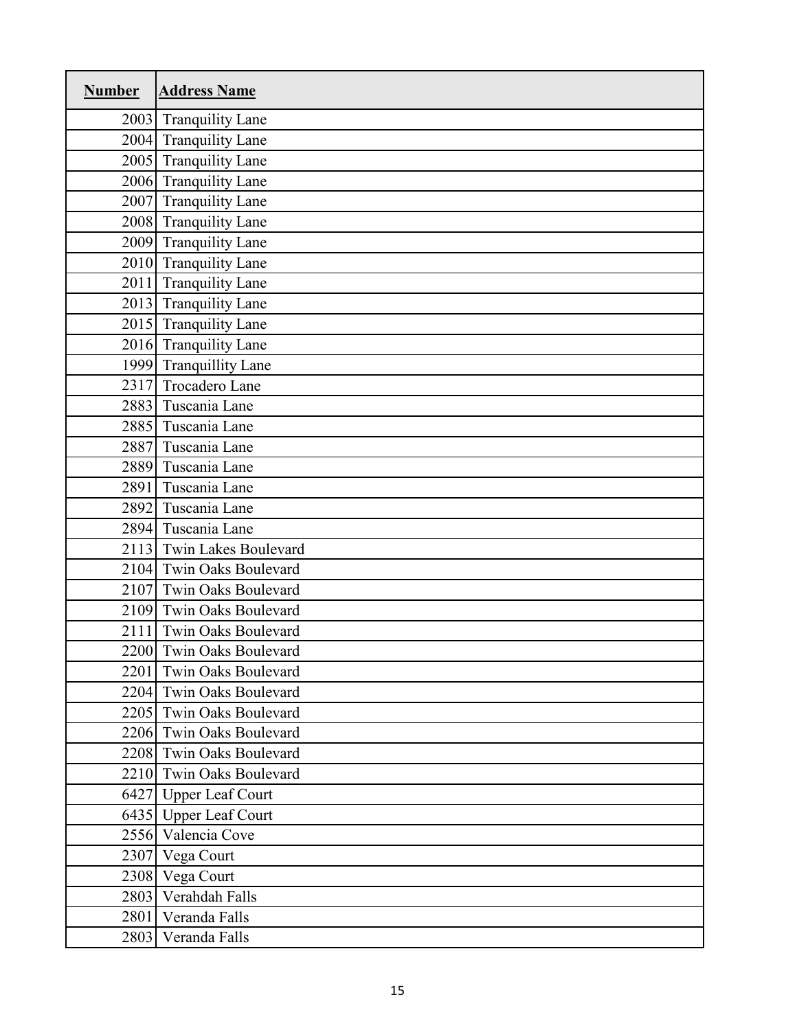| Number | Address Name |
|---|---|
| 2003 | Tranquility Lane |
| 2004 | Tranquility Lane |
| 2005 | Tranquility Lane |
| 2006 | Tranquility Lane |
| 2007 | Tranquility Lane |
| 2008 | Tranquility Lane |
| 2009 | Tranquility Lane |
| 2010 | Tranquility Lane |
| 2011 | Tranquility Lane |
| 2013 | Tranquility Lane |
| 2015 | Tranquility Lane |
| 2016 | Tranquility Lane |
| 1999 | Tranquillity Lane |
| 2317 | Trocadero Lane |
| 2883 | Tuscania Lane |
| 2885 | Tuscania Lane |
| 2887 | Tuscania Lane |
| 2889 | Tuscania Lane |
| 2891 | Tuscania Lane |
| 2892 | Tuscania Lane |
| 2894 | Tuscania Lane |
| 2113 | Twin Lakes Boulevard |
| 2104 | Twin Oaks Boulevard |
| 2107 | Twin Oaks Boulevard |
| 2109 | Twin Oaks Boulevard |
| 2111 | Twin Oaks Boulevard |
| 2200 | Twin Oaks Boulevard |
| 2201 | Twin Oaks Boulevard |
| 2204 | Twin Oaks Boulevard |
| 2205 | Twin Oaks Boulevard |
| 2206 | Twin Oaks Boulevard |
| 2208 | Twin Oaks Boulevard |
| 2210 | Twin Oaks Boulevard |
| 6427 | Upper Leaf Court |
| 6435 | Upper Leaf Court |
| 2556 | Valencia Cove |
| 2307 | Vega Court |
| 2308 | Vega Court |
| 2803 | Verahdah Falls |
| 2801 | Veranda Falls |
| 2803 | Veranda Falls |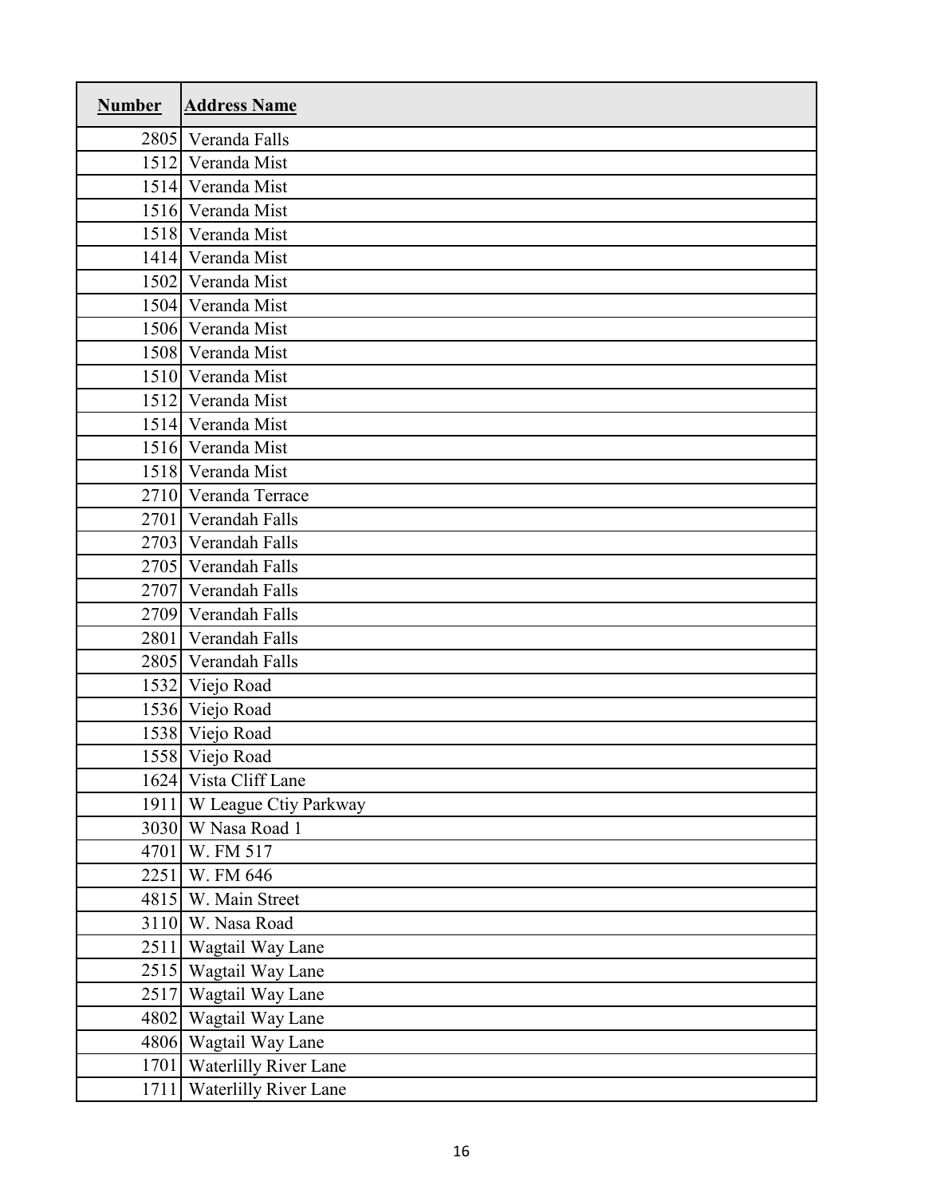| Number | Address Name |
|---:|---|
| 2805 | Veranda Falls |
| 1512 | Veranda Mist |
| 1514 | Veranda Mist |
| 1516 | Veranda Mist |
| 1518 | Veranda Mist |
| 1414 | Veranda Mist |
| 1502 | Veranda Mist |
| 1504 | Veranda Mist |
| 1506 | Veranda Mist |
| 1508 | Veranda Mist |
| 1510 | Veranda Mist |
| 1512 | Veranda Mist |
| 1514 | Veranda Mist |
| 1516 | Veranda Mist |
| 1518 | Veranda Mist |
| 2710 | Veranda Terrace |
| 2701 | Verandah Falls |
| 2703 | Verandah Falls |
| 2705 | Verandah Falls |
| 2707 | Verandah Falls |
| 2709 | Verandah Falls |
| 2801 | Verandah Falls |
| 2805 | Verandah Falls |
| 1532 | Viejo Road |
| 1536 | Viejo Road |
| 1538 | Viejo Road |
| 1558 | Viejo Road |
| 1624 | Vista Cliff Lane |
| 1911 | W League Ctiy Parkway |
| 3030 | W Nasa Road 1 |
| 4701 | W. FM 517 |
| 2251 | W. FM 646 |
| 4815 | W. Main Street |
| 3110 | W. Nasa Road |
| 2511 | Wagtail Way Lane |
| 2515 | Wagtail Way Lane |
| 2517 | Wagtail Way Lane |
| 4802 | Wagtail Way Lane |
| 4806 | Wagtail Way Lane |
| 1701 | Waterlilly River Lane |
| 1711 | Waterlilly River Lane |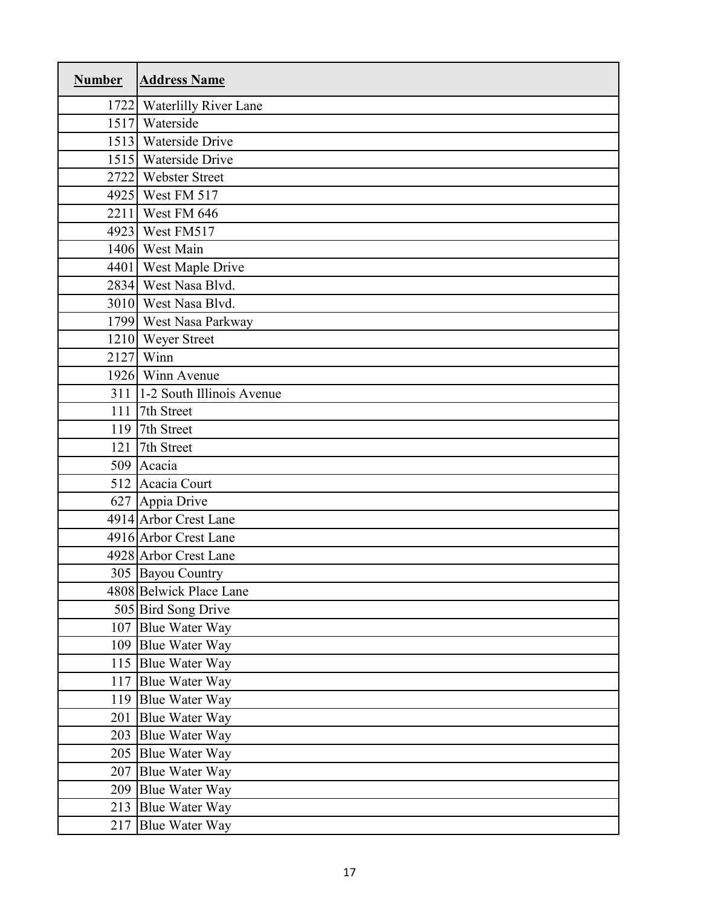| **Number** | **Address Name** |
| --- | --- |
| 1722 | Waterlilly River Lane |
| 1517 | Waterside |
| 1513 | Waterside Drive |
| 1515 | Waterside Drive |
| 2722 | Webster Street |
| 4925 | West FM 517 |
| 2211 | West FM 646 |
| 4923 | West FM517 |
| 1406 | West Main |
| 4401 | West Maple Drive |
| 2834 | West Nasa Blvd. |
| 3010 | West Nasa Blvd. |
| 1799 | West Nasa Parkway |
| 1210 | Weyer Street |
| 2127 | Winn |
| 1926 | Winn Avenue |
| 311 | 1-2 South Illinois Avenue |
| 111 | 7th Street |
| 119 | 7th Street |
| 121 | 7th Street |
| 509 | Acacia |
| 512 | Acacia Court |
| 627 | Appia Drive |
| 4914 | Arbor Crest Lane |
| 4916 | Arbor Crest Lane |
| 4928 | Arbor Crest Lane |
| 305 | Bayou Country |
| 4808 | Belwick Place Lane |
| 505 | Bird Song Drive |
| 107 | Blue Water Way |
| 109 | Blue Water Way |
| 115 | Blue Water Way |
| 117 | Blue Water Way |
| 119 | Blue Water Way |
| 201 | Blue Water Way |
| 203 | Blue Water Way |
| 205 | Blue Water Way |
| 207 | Blue Water Way |
| 209 | Blue Water Way |
| 213 | Blue Water Way |
| 217 | Blue Water Way |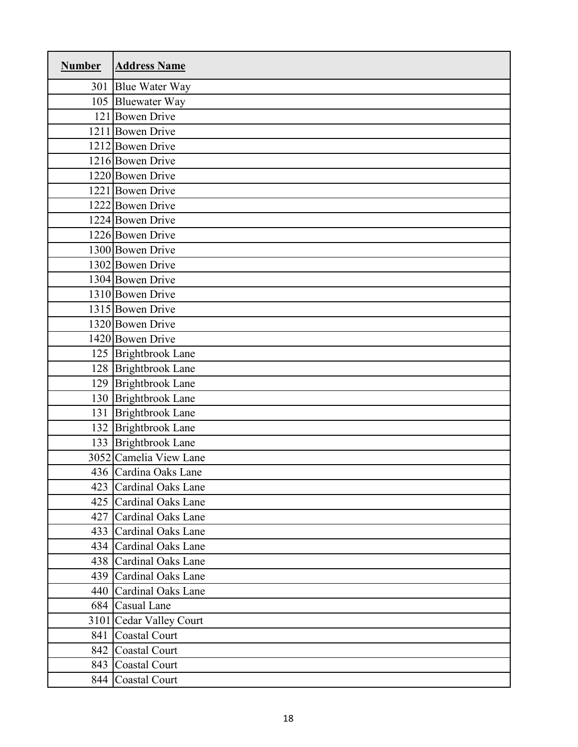| Number | Address Name |
| --- | --- |
| 301 | Blue Water Way |
| 105 | Bluewater Way |
| 121 | Bowen Drive |
| 1211 | Bowen Drive |
| 1212 | Bowen Drive |
| 1216 | Bowen Drive |
| 1220 | Bowen Drive |
| 1221 | Bowen Drive |
| 1222 | Bowen Drive |
| 1224 | Bowen Drive |
| 1226 | Bowen Drive |
| 1300 | Bowen Drive |
| 1302 | Bowen Drive |
| 1304 | Bowen Drive |
| 1310 | Bowen Drive |
| 1315 | Bowen Drive |
| 1320 | Bowen Drive |
| 1420 | Bowen Drive |
| 125 | Brightbrook Lane |
| 128 | Brightbrook Lane |
| 129 | Brightbrook Lane |
| 130 | Brightbrook Lane |
| 131 | Brightbrook Lane |
| 132 | Brightbrook Lane |
| 133 | Brightbrook Lane |
| 3052 | Camelia View Lane |
| 436 | Cardina Oaks Lane |
| 423 | Cardinal Oaks Lane |
| 425 | Cardinal Oaks Lane |
| 427 | Cardinal Oaks Lane |
| 433 | Cardinal Oaks Lane |
| 434 | Cardinal Oaks Lane |
| 438 | Cardinal Oaks Lane |
| 439 | Cardinal Oaks Lane |
| 440 | Cardinal Oaks Lane |
| 684 | Casual Lane |
| 3101 | Cedar Valley Court |
| 841 | Coastal Court |
| 842 | Coastal Court |
| 843 | Coastal Court |
| 844 | Coastal Court |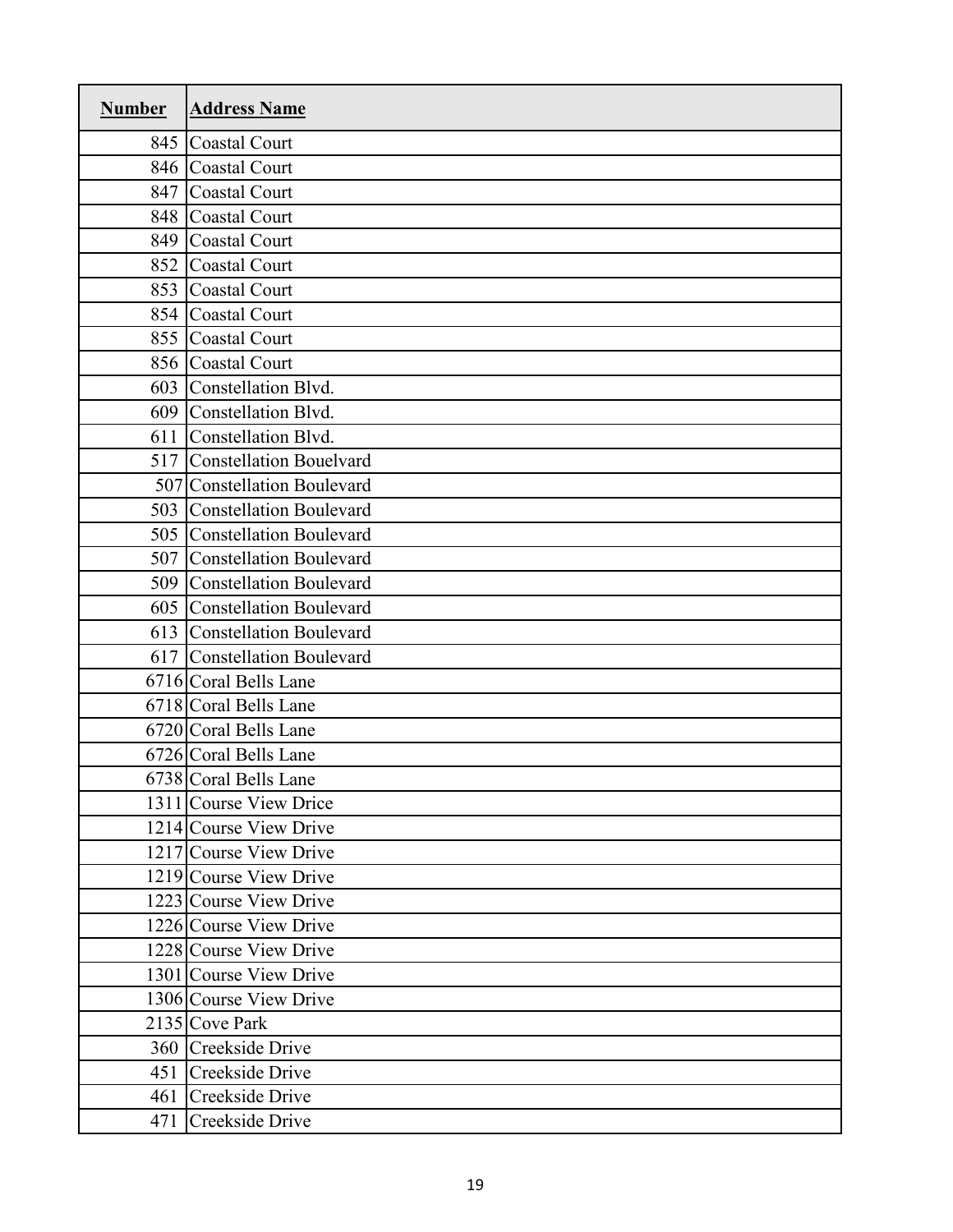| Number | Address Name |
|---|---|
| 845 | Coastal Court |
| 846 | Coastal Court |
| 847 | Coastal Court |
| 848 | Coastal Court |
| 849 | Coastal Court |
| 852 | Coastal Court |
| 853 | Coastal Court |
| 854 | Coastal Court |
| 855 | Coastal Court |
| 856 | Coastal Court |
| 603 | Constellation Blvd. |
| 609 | Constellation Blvd. |
| 611 | Constellation Blvd. |
| 517 | Constellation Bouelvard |
| 507 | Constellation Boulevard |
| 503 | Constellation Boulevard |
| 505 | Constellation Boulevard |
| 507 | Constellation Boulevard |
| 509 | Constellation Boulevard |
| 605 | Constellation Boulevard |
| 613 | Constellation Boulevard |
| 617 | Constellation Boulevard |
| 6716 | Coral Bells Lane |
| 6718 | Coral Bells Lane |
| 6720 | Coral Bells Lane |
| 6726 | Coral Bells Lane |
| 6738 | Coral Bells Lane |
| 1311 | Course View Drice |
| 1214 | Course View Drive |
| 1217 | Course View Drive |
| 1219 | Course View Drive |
| 1223 | Course View Drive |
| 1226 | Course View Drive |
| 1228 | Course View Drive |
| 1301 | Course View Drive |
| 1306 | Course View Drive |
| 2135 | Cove Park |
| 360 | Creekside Drive |
| 451 | Creekside Drive |
| 461 | Creekside Drive |
| 471 | Creekside Drive |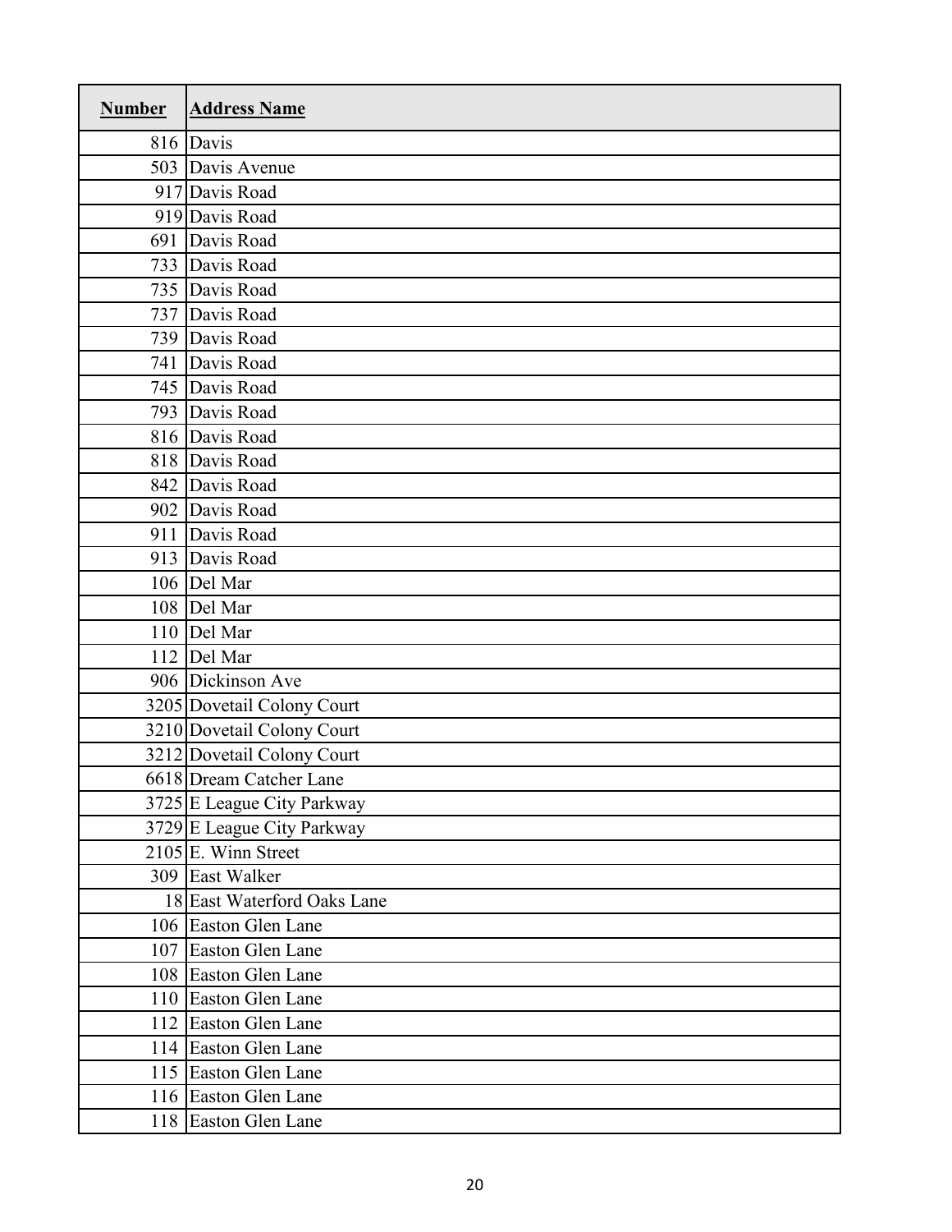| Number | Address Name |
|---|---|
| 816 | Davis |
| 503 | Davis Avenue |
| 917 | Davis Road |
| 919 | Davis Road |
| 691 | Davis Road |
| 733 | Davis Road |
| 735 | Davis Road |
| 737 | Davis Road |
| 739 | Davis Road |
| 741 | Davis Road |
| 745 | Davis Road |
| 793 | Davis Road |
| 816 | Davis Road |
| 818 | Davis Road |
| 842 | Davis Road |
| 902 | Davis Road |
| 911 | Davis Road |
| 913 | Davis Road |
| 106 | Del Mar |
| 108 | Del Mar |
| 110 | Del Mar |
| 112 | Del Mar |
| 906 | Dickinson Ave |
| 3205 | Dovetail Colony Court |
| 3210 | Dovetail Colony Court |
| 3212 | Dovetail Colony Court |
| 6618 | Dream Catcher Lane |
| 3725 | E League City Parkway |
| 3729 | E League City Parkway |
| 2105 | E. Winn Street |
| 309 | East Walker |
| 18 | East Waterford Oaks Lane |
| 106 | Easton Glen Lane |
| 107 | Easton Glen Lane |
| 108 | Easton Glen Lane |
| 110 | Easton Glen Lane |
| 112 | Easton Glen Lane |
| 114 | Easton Glen Lane |
| 115 | Easton Glen Lane |
| 116 | Easton Glen Lane |
| 118 | Easton Glen Lane |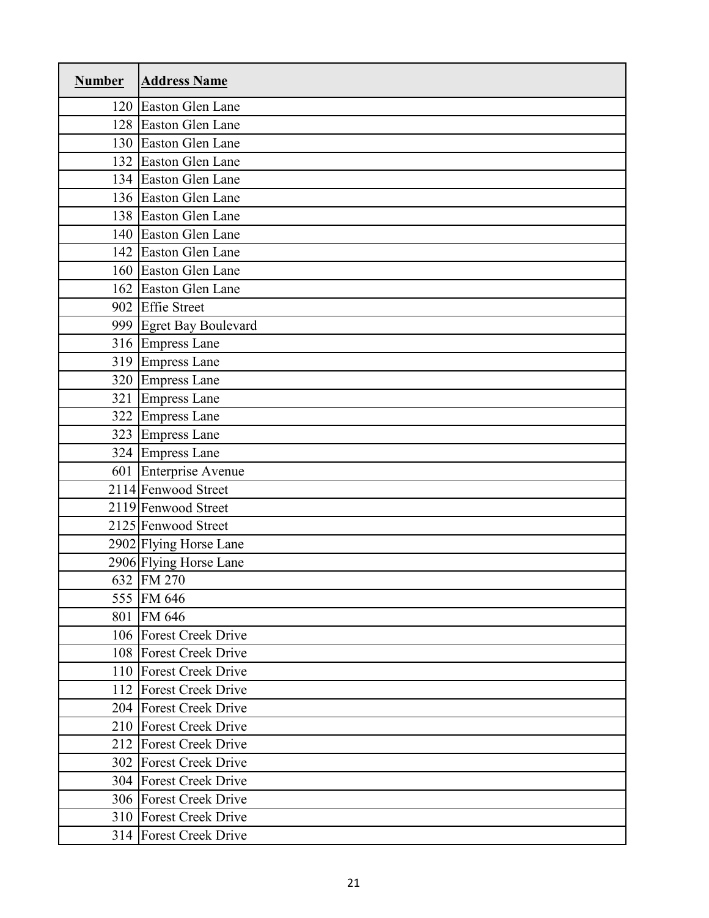| Number | Address Name |
|---|---|
| 120 | Easton Glen Lane |
| 128 | Easton Glen Lane |
| 130 | Easton Glen Lane |
| 132 | Easton Glen Lane |
| 134 | Easton Glen Lane |
| 136 | Easton Glen Lane |
| 138 | Easton Glen Lane |
| 140 | Easton Glen Lane |
| 142 | Easton Glen Lane |
| 160 | Easton Glen Lane |
| 162 | Easton Glen Lane |
| 902 | Effie Street |
| 999 | Egret Bay Boulevard |
| 316 | Empress Lane |
| 319 | Empress Lane |
| 320 | Empress Lane |
| 321 | Empress Lane |
| 322 | Empress Lane |
| 323 | Empress Lane |
| 324 | Empress Lane |
| 601 | Enterprise Avenue |
| 2114 | Fenwood Street |
| 2119 | Fenwood Street |
| 2125 | Fenwood Street |
| 2902 | Flying Horse Lane |
| 2906 | Flying Horse Lane |
| 632 | FM 270 |
| 555 | FM 646 |
| 801 | FM 646 |
| 106 | Forest Creek Drive |
| 108 | Forest Creek Drive |
| 110 | Forest Creek Drive |
| 112 | Forest Creek Drive |
| 204 | Forest Creek Drive |
| 210 | Forest Creek Drive |
| 212 | Forest Creek Drive |
| 302 | Forest Creek Drive |
| 304 | Forest Creek Drive |
| 306 | Forest Creek Drive |
| 310 | Forest Creek Drive |
| 314 | Forest Creek Drive |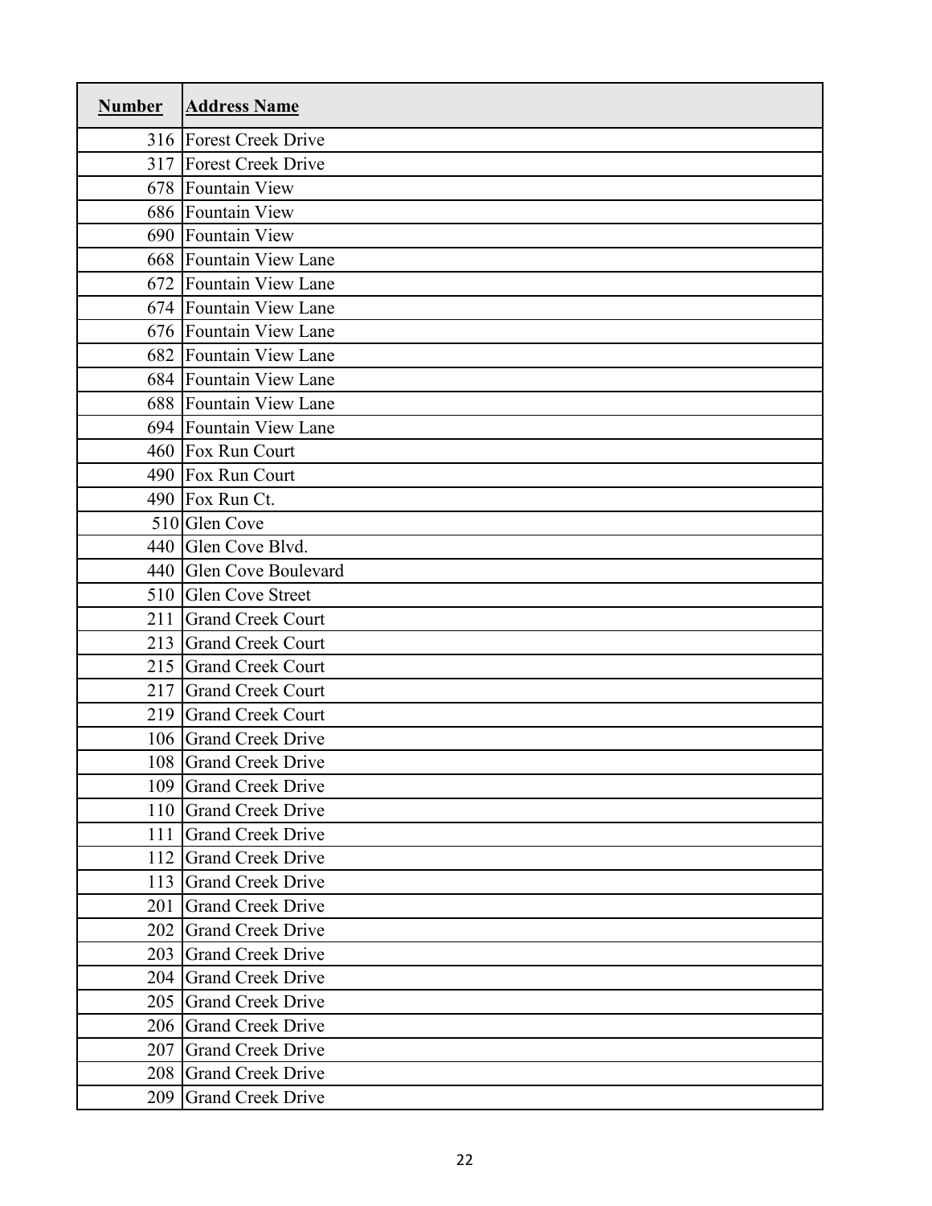| Number | Address Name |
| --- | --- |
| 316 | Forest Creek Drive |
| 317 | Forest Creek Drive |
| 678 | Fountain View |
| 686 | Fountain View |
| 690 | Fountain View |
| 668 | Fountain View Lane |
| 672 | Fountain View Lane |
| 674 | Fountain View Lane |
| 676 | Fountain View Lane |
| 682 | Fountain View Lane |
| 684 | Fountain View Lane |
| 688 | Fountain View Lane |
| 694 | Fountain View Lane |
| 460 | Fox Run Court |
| 490 | Fox Run Court |
| 490 | Fox Run Ct. |
| 510 | Glen Cove |
| 440 | Glen Cove Blvd. |
| 440 | Glen Cove Boulevard |
| 510 | Glen Cove Street |
| 211 | Grand Creek Court |
| 213 | Grand Creek Court |
| 215 | Grand Creek Court |
| 217 | Grand Creek Court |
| 219 | Grand Creek Court |
| 106 | Grand Creek Drive |
| 108 | Grand Creek Drive |
| 109 | Grand Creek Drive |
| 110 | Grand Creek Drive |
| 111 | Grand Creek Drive |
| 112 | Grand Creek Drive |
| 113 | Grand Creek Drive |
| 201 | Grand Creek Drive |
| 202 | Grand Creek Drive |
| 203 | Grand Creek Drive |
| 204 | Grand Creek Drive |
| 205 | Grand Creek Drive |
| 206 | Grand Creek Drive |
| 207 | Grand Creek Drive |
| 208 | Grand Creek Drive |
| 209 | Grand Creek Drive |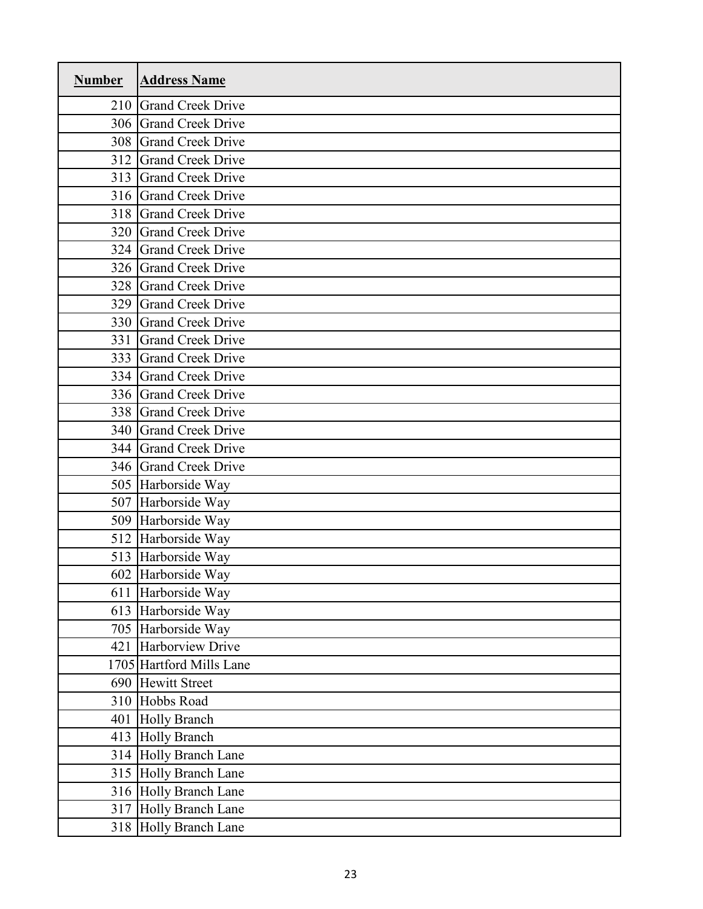| **Number** | **Address Name** |
|---:|---|
| 210 | Grand Creek Drive |
| 306 | Grand Creek Drive |
| 308 | Grand Creek Drive |
| 312 | Grand Creek Drive |
| 313 | Grand Creek Drive |
| 316 | Grand Creek Drive |
| 318 | Grand Creek Drive |
| 320 | Grand Creek Drive |
| 324 | Grand Creek Drive |
| 326 | Grand Creek Drive |
| 328 | Grand Creek Drive |
| 329 | Grand Creek Drive |
| 330 | Grand Creek Drive |
| 331 | Grand Creek Drive |
| 333 | Grand Creek Drive |
| 334 | Grand Creek Drive |
| 336 | Grand Creek Drive |
| 338 | Grand Creek Drive |
| 340 | Grand Creek Drive |
| 344 | Grand Creek Drive |
| 346 | Grand Creek Drive |
| 505 | Harborside Way |
| 507 | Harborside Way |
| 509 | Harborside Way |
| 512 | Harborside Way |
| 513 | Harborside Way |
| 602 | Harborside Way |
| 611 | Harborside Way |
| 613 | Harborside Way |
| 705 | Harborside Way |
| 421 | Harborview Drive |
| 1705 | Hartford Mills Lane |
| 690 | Hewitt Street |
| 310 | Hobbs Road |
| 401 | Holly Branch |
| 413 | Holly Branch |
| 314 | Holly Branch Lane |
| 315 | Holly Branch Lane |
| 316 | Holly Branch Lane |
| 317 | Holly Branch Lane |
| 318 | Holly Branch Lane |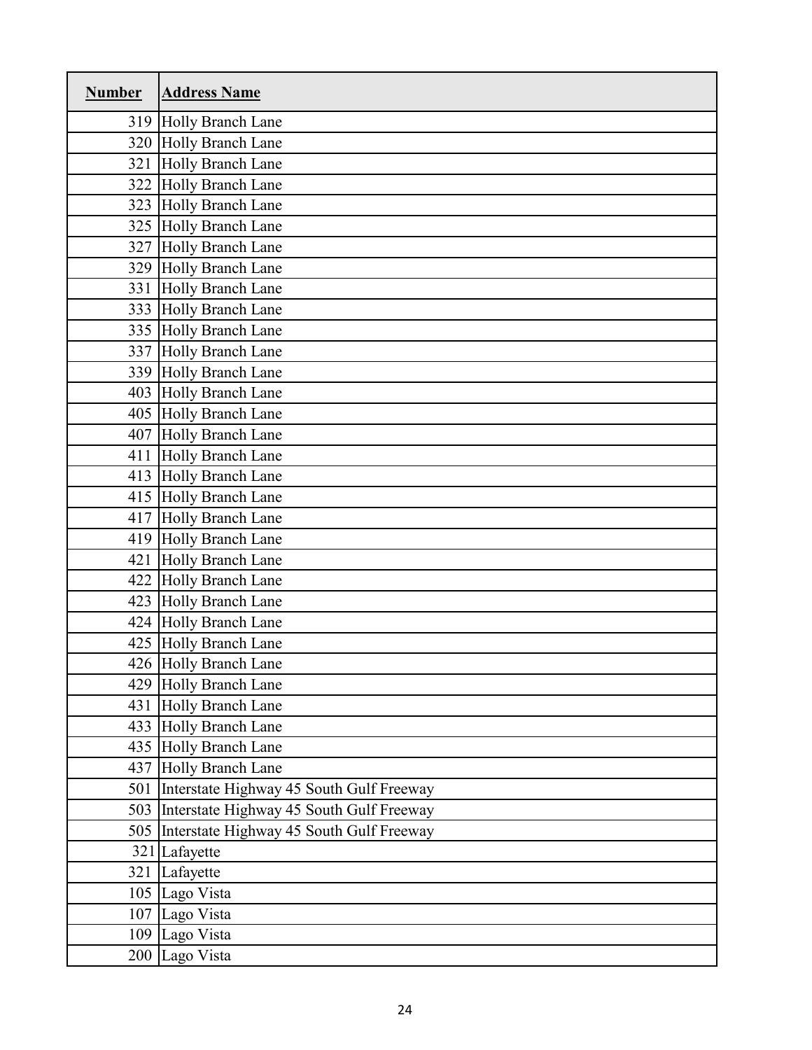| Number | Address Name |
| --- | --- |
| 319 | Holly Branch Lane |
| 320 | Holly Branch Lane |
| 321 | Holly Branch Lane |
| 322 | Holly Branch Lane |
| 323 | Holly Branch Lane |
| 325 | Holly Branch Lane |
| 327 | Holly Branch Lane |
| 329 | Holly Branch Lane |
| 331 | Holly Branch Lane |
| 333 | Holly Branch Lane |
| 335 | Holly Branch Lane |
| 337 | Holly Branch Lane |
| 339 | Holly Branch Lane |
| 403 | Holly Branch Lane |
| 405 | Holly Branch Lane |
| 407 | Holly Branch Lane |
| 411 | Holly Branch Lane |
| 413 | Holly Branch Lane |
| 415 | Holly Branch Lane |
| 417 | Holly Branch Lane |
| 419 | Holly Branch Lane |
| 421 | Holly Branch Lane |
| 422 | Holly Branch Lane |
| 423 | Holly Branch Lane |
| 424 | Holly Branch Lane |
| 425 | Holly Branch Lane |
| 426 | Holly Branch Lane |
| 429 | Holly Branch Lane |
| 431 | Holly Branch Lane |
| 433 | Holly Branch Lane |
| 435 | Holly Branch Lane |
| 437 | Holly Branch Lane |
| 501 | Interstate Highway 45 South Gulf Freeway |
| 503 | Interstate Highway 45 South Gulf Freeway |
| 505 | Interstate Highway 45 South Gulf Freeway |
| 321 | Lafayette |
| 321 | Lafayette |
| 105 | Lago Vista |
| 107 | Lago Vista |
| 109 | Lago Vista |
| 200 | Lago Vista |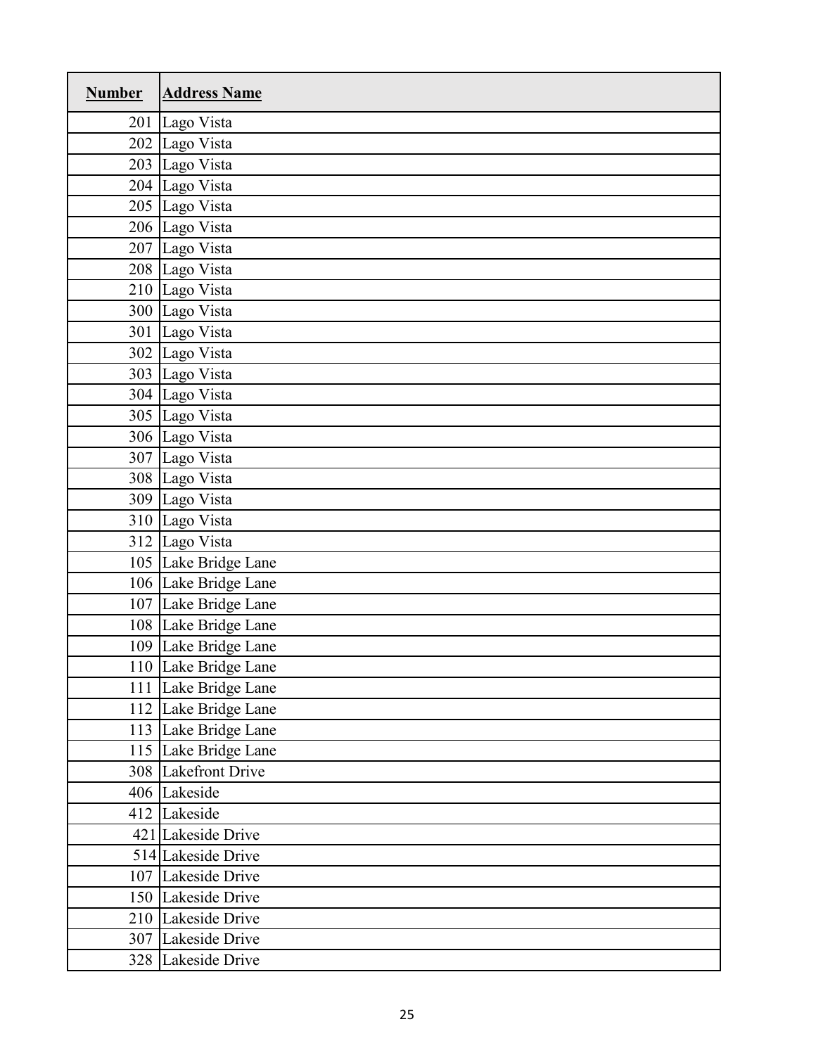| Number | Address Name |
| --- | --- |
| 201 | Lago Vista |
| 202 | Lago Vista |
| 203 | Lago Vista |
| 204 | Lago Vista |
| 205 | Lago Vista |
| 206 | Lago Vista |
| 207 | Lago Vista |
| 208 | Lago Vista |
| 210 | Lago Vista |
| 300 | Lago Vista |
| 301 | Lago Vista |
| 302 | Lago Vista |
| 303 | Lago Vista |
| 304 | Lago Vista |
| 305 | Lago Vista |
| 306 | Lago Vista |
| 307 | Lago Vista |
| 308 | Lago Vista |
| 309 | Lago Vista |
| 310 | Lago Vista |
| 312 | Lago Vista |
| 105 | Lake Bridge Lane |
| 106 | Lake Bridge Lane |
| 107 | Lake Bridge Lane |
| 108 | Lake Bridge Lane |
| 109 | Lake Bridge Lane |
| 110 | Lake Bridge Lane |
| 111 | Lake Bridge Lane |
| 112 | Lake Bridge Lane |
| 113 | Lake Bridge Lane |
| 115 | Lake Bridge Lane |
| 308 | Lakefront Drive |
| 406 | Lakeside |
| 412 | Lakeside |
| 421 | Lakeside Drive |
| 514 | Lakeside Drive |
| 107 | Lakeside Drive |
| 150 | Lakeside Drive |
| 210 | Lakeside Drive |
| 307 | Lakeside Drive |
| 328 | Lakeside Drive |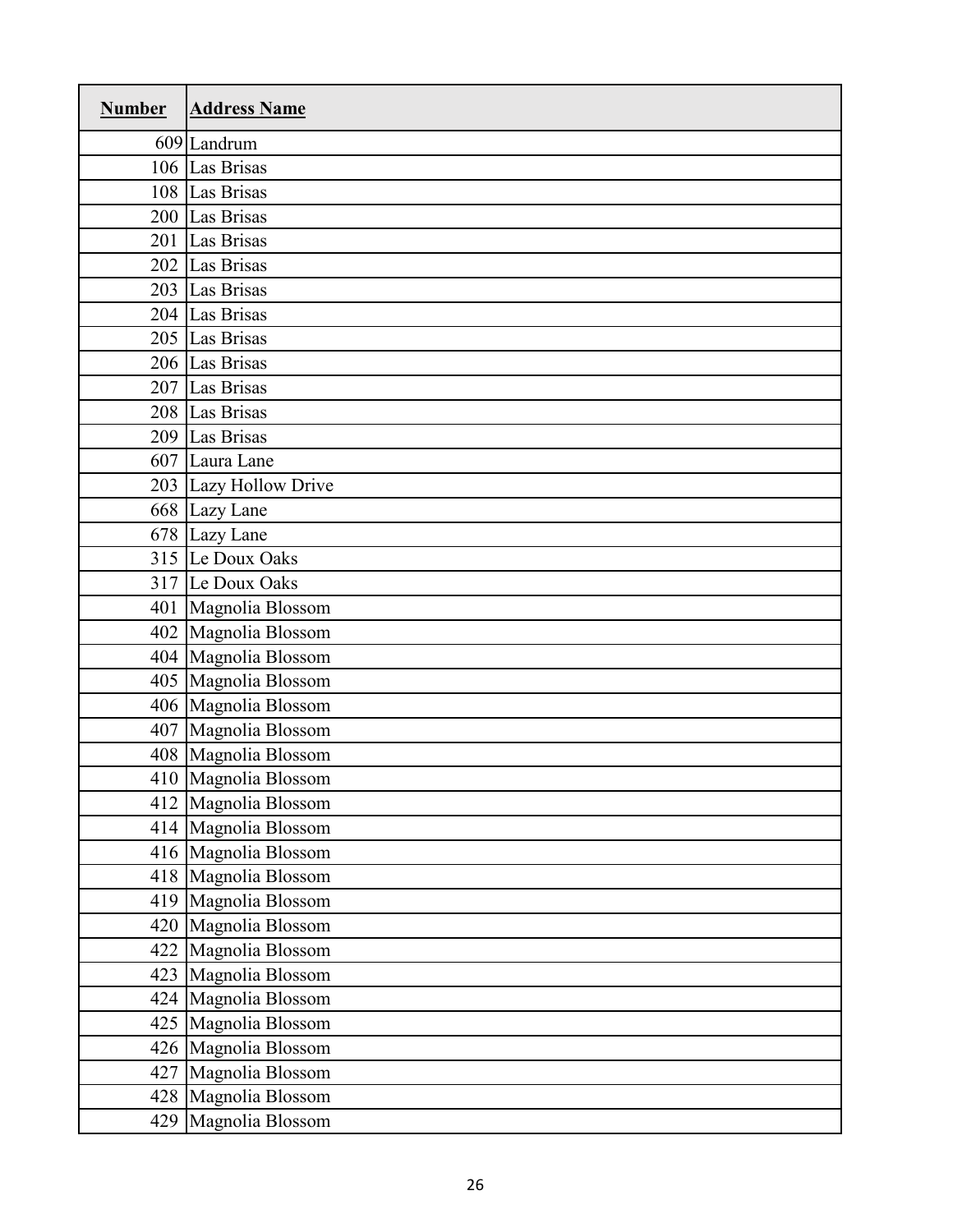| Number | Address Name |
| --- | --- |
| 609 | Landrum |
| 106 | Las Brisas |
| 108 | Las Brisas |
| 200 | Las Brisas |
| 201 | Las Brisas |
| 202 | Las Brisas |
| 203 | Las Brisas |
| 204 | Las Brisas |
| 205 | Las Brisas |
| 206 | Las Brisas |
| 207 | Las Brisas |
| 208 | Las Brisas |
| 209 | Las Brisas |
| 607 | Laura Lane |
| 203 | Lazy Hollow Drive |
| 668 | Lazy Lane |
| 678 | Lazy Lane |
| 315 | Le Doux Oaks |
| 317 | Le Doux Oaks |
| 401 | Magnolia Blossom |
| 402 | Magnolia Blossom |
| 404 | Magnolia Blossom |
| 405 | Magnolia Blossom |
| 406 | Magnolia Blossom |
| 407 | Magnolia Blossom |
| 408 | Magnolia Blossom |
| 410 | Magnolia Blossom |
| 412 | Magnolia Blossom |
| 414 | Magnolia Blossom |
| 416 | Magnolia Blossom |
| 418 | Magnolia Blossom |
| 419 | Magnolia Blossom |
| 420 | Magnolia Blossom |
| 422 | Magnolia Blossom |
| 423 | Magnolia Blossom |
| 424 | Magnolia Blossom |
| 425 | Magnolia Blossom |
| 426 | Magnolia Blossom |
| 427 | Magnolia Blossom |
| 428 | Magnolia Blossom |
| 429 | Magnolia Blossom |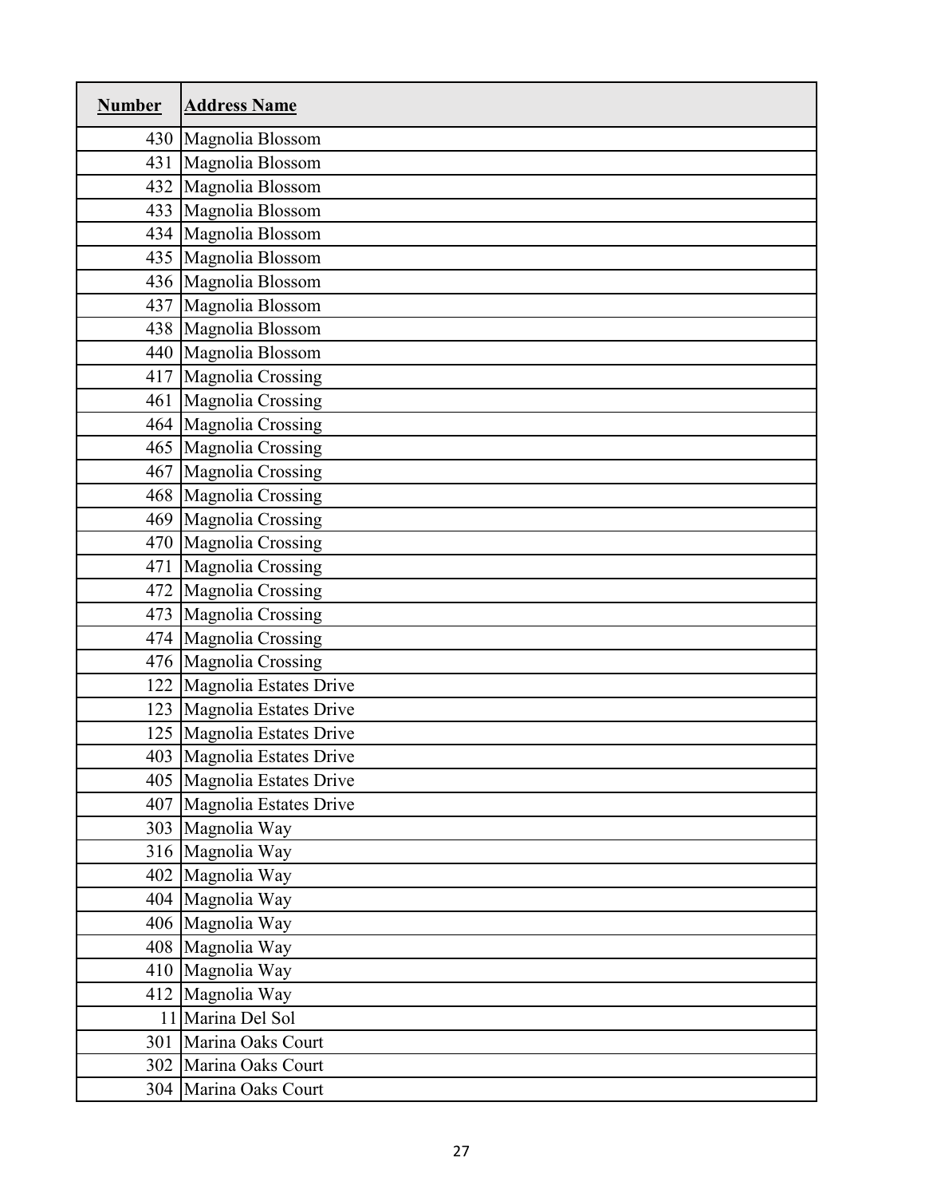| Number | Address Name |
| --- | --- |
| 430 | Magnolia Blossom |
| 431 | Magnolia Blossom |
| 432 | Magnolia Blossom |
| 433 | Magnolia Blossom |
| 434 | Magnolia Blossom |
| 435 | Magnolia Blossom |
| 436 | Magnolia Blossom |
| 437 | Magnolia Blossom |
| 438 | Magnolia Blossom |
| 440 | Magnolia Blossom |
| 417 | Magnolia Crossing |
| 461 | Magnolia Crossing |
| 464 | Magnolia Crossing |
| 465 | Magnolia Crossing |
| 467 | Magnolia Crossing |
| 468 | Magnolia Crossing |
| 469 | Magnolia Crossing |
| 470 | Magnolia Crossing |
| 471 | Magnolia Crossing |
| 472 | Magnolia Crossing |
| 473 | Magnolia Crossing |
| 474 | Magnolia Crossing |
| 476 | Magnolia Crossing |
| 122 | Magnolia Estates Drive |
| 123 | Magnolia Estates Drive |
| 125 | Magnolia Estates Drive |
| 403 | Magnolia Estates Drive |
| 405 | Magnolia Estates Drive |
| 407 | Magnolia Estates Drive |
| 303 | Magnolia Way |
| 316 | Magnolia Way |
| 402 | Magnolia Way |
| 404 | Magnolia Way |
| 406 | Magnolia Way |
| 408 | Magnolia Way |
| 410 | Magnolia Way |
| 412 | Magnolia Way |
| 11 | Marina Del Sol |
| 301 | Marina Oaks Court |
| 302 | Marina Oaks Court |
| 304 | Marina Oaks Court |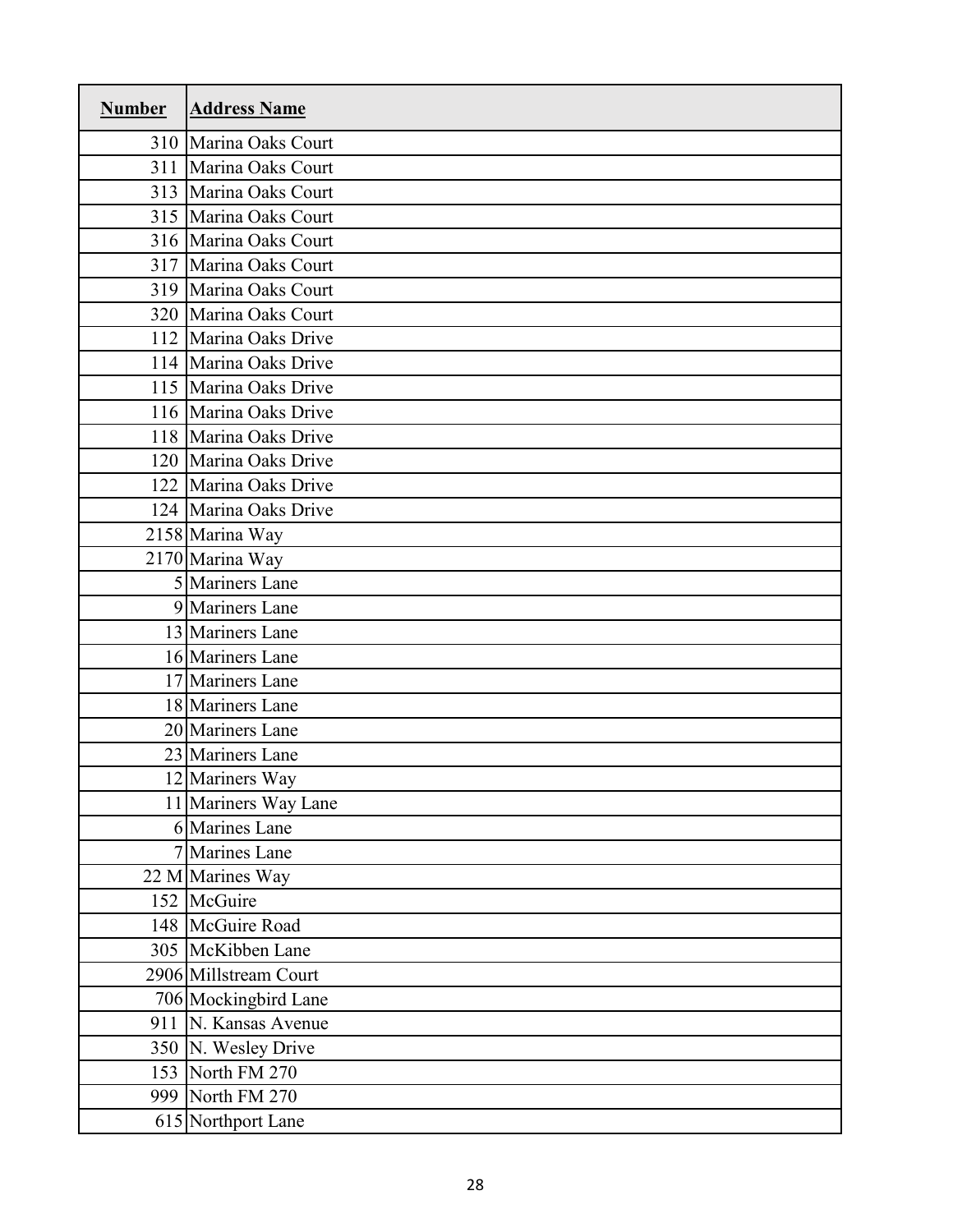| **Number** | **Address Name** |
|---|---|
| 310 | Marina Oaks Court |
| 311 | Marina Oaks Court |
| 313 | Marina Oaks Court |
| 315 | Marina Oaks Court |
| 316 | Marina Oaks Court |
| 317 | Marina Oaks Court |
| 319 | Marina Oaks Court |
| 320 | Marina Oaks Court |
| 112 | Marina Oaks Drive |
| 114 | Marina Oaks Drive |
| 115 | Marina Oaks Drive |
| 116 | Marina Oaks Drive |
| 118 | Marina Oaks Drive |
| 120 | Marina Oaks Drive |
| 122 | Marina Oaks Drive |
| 124 | Marina Oaks Drive |
| 2158 | Marina Way |
| 2170 | Marina Way |
| 5 | Mariners Lane |
| 9 | Mariners Lane |
| 13 | Mariners Lane |
| 16 | Mariners Lane |
| 17 | Mariners Lane |
| 18 | Mariners Lane |
| 20 | Mariners Lane |
| 23 | Mariners Lane |
| 12 | Mariners Way |
| 11 | Mariners Way Lane |
| 6 | Marines Lane |
| 7 | Marines Lane |
| 22 M | Marines Way |
| 152 | McGuire |
| 148 | McGuire Road |
| 305 | McKibben Lane |
| 2906 | Millstream Court |
| 706 | Mockingbird Lane |
| 911 | N. Kansas Avenue |
| 350 | N. Wesley Drive |
| 153 | North FM 270 |
| 999 | North FM 270 |
| 615 | Northport Lane |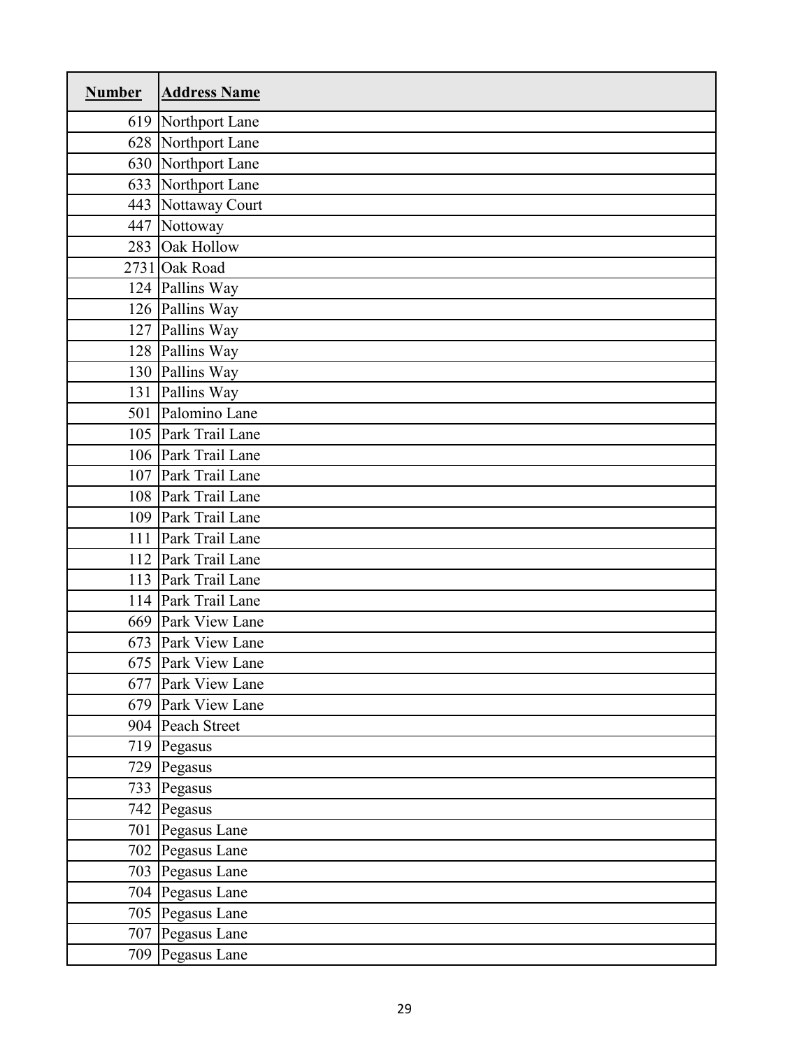| Number | Address Name |
| --- | --- |
| 619 | Northport Lane |
| 628 | Northport Lane |
| 630 | Northport Lane |
| 633 | Northport Lane |
| 443 | Nottaway Court |
| 447 | Nottoway |
| 283 | Oak Hollow |
| 2731 | Oak Road |
| 124 | Pallins Way |
| 126 | Pallins Way |
| 127 | Pallins Way |
| 128 | Pallins Way |
| 130 | Pallins Way |
| 131 | Pallins Way |
| 501 | Palomino Lane |
| 105 | Park Trail Lane |
| 106 | Park Trail Lane |
| 107 | Park Trail Lane |
| 108 | Park Trail Lane |
| 109 | Park Trail Lane |
| 111 | Park Trail Lane |
| 112 | Park Trail Lane |
| 113 | Park Trail Lane |
| 114 | Park Trail Lane |
| 669 | Park View Lane |
| 673 | Park View Lane |
| 675 | Park View Lane |
| 677 | Park View Lane |
| 679 | Park View Lane |
| 904 | Peach Street |
| 719 | Pegasus |
| 729 | Pegasus |
| 733 | Pegasus |
| 742 | Pegasus |
| 701 | Pegasus Lane |
| 702 | Pegasus Lane |
| 703 | Pegasus Lane |
| 704 | Pegasus Lane |
| 705 | Pegasus Lane |
| 707 | Pegasus Lane |
| 709 | Pegasus Lane |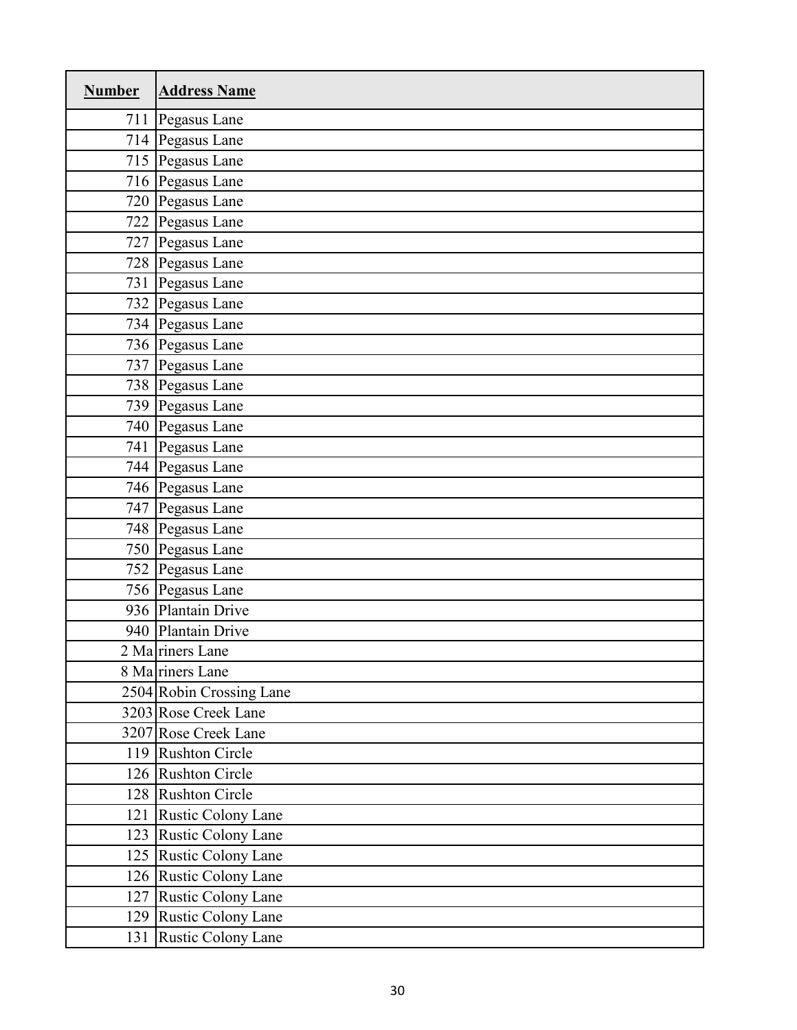| **Number** | **Address Name** |
|---|---|
| 711 | Pegasus Lane |
| 714 | Pegasus Lane |
| 715 | Pegasus Lane |
| 716 | Pegasus Lane |
| 720 | Pegasus Lane |
| 722 | Pegasus Lane |
| 727 | Pegasus Lane |
| 728 | Pegasus Lane |
| 731 | Pegasus Lane |
| 732 | Pegasus Lane |
| 734 | Pegasus Lane |
| 736 | Pegasus Lane |
| 737 | Pegasus Lane |
| 738 | Pegasus Lane |
| 739 | Pegasus Lane |
| 740 | Pegasus Lane |
| 741 | Pegasus Lane |
| 744 | Pegasus Lane |
| 746 | Pegasus Lane |
| 747 | Pegasus Lane |
| 748 | Pegasus Lane |
| 750 | Pegasus Lane |
| 752 | Pegasus Lane |
| 756 | Pegasus Lane |
| 936 | Plantain Drive |
| 940 | Plantain Drive |
| 2 Ma | riners Lane |
| 8 Ma | riners Lane |
| 2504 | Robin Crossing Lane |
| 3203 | Rose Creek Lane |
| 3207 | Rose Creek Lane |
| 119 | Rushton Circle |
| 126 | Rushton Circle |
| 128 | Rushton Circle |
| 121 | Rustic Colony Lane |
| 123 | Rustic Colony Lane |
| 125 | Rustic Colony Lane |
| 126 | Rustic Colony Lane |
| 127 | Rustic Colony Lane |
| 129 | Rustic Colony Lane |
| 131 | Rustic Colony Lane |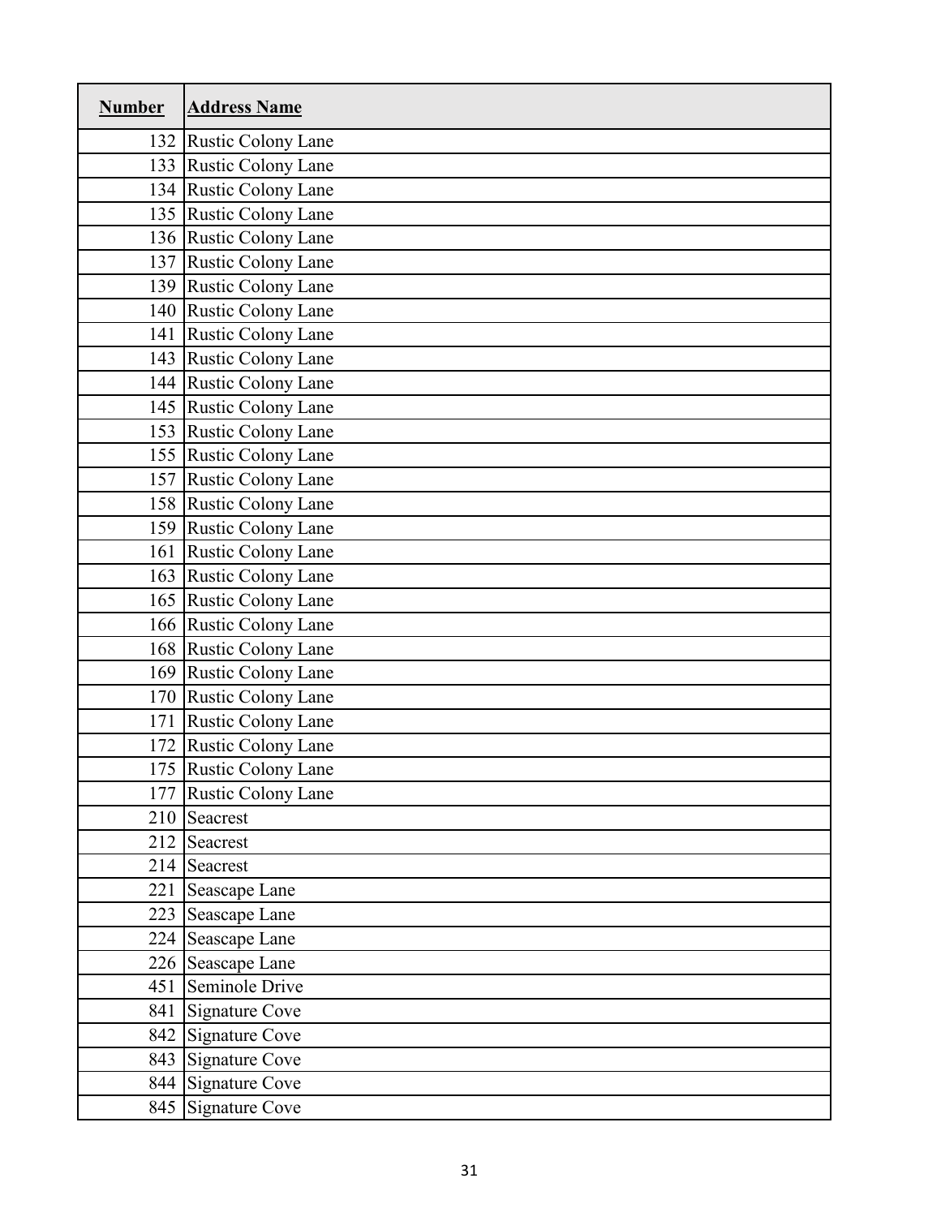| Number | Address Name |
|---|---|
| 132 | Rustic Colony Lane |
| 133 | Rustic Colony Lane |
| 134 | Rustic Colony Lane |
| 135 | Rustic Colony Lane |
| 136 | Rustic Colony Lane |
| 137 | Rustic Colony Lane |
| 139 | Rustic Colony Lane |
| 140 | Rustic Colony Lane |
| 141 | Rustic Colony Lane |
| 143 | Rustic Colony Lane |
| 144 | Rustic Colony Lane |
| 145 | Rustic Colony Lane |
| 153 | Rustic Colony Lane |
| 155 | Rustic Colony Lane |
| 157 | Rustic Colony Lane |
| 158 | Rustic Colony Lane |
| 159 | Rustic Colony Lane |
| 161 | Rustic Colony Lane |
| 163 | Rustic Colony Lane |
| 165 | Rustic Colony Lane |
| 166 | Rustic Colony Lane |
| 168 | Rustic Colony Lane |
| 169 | Rustic Colony Lane |
| 170 | Rustic Colony Lane |
| 171 | Rustic Colony Lane |
| 172 | Rustic Colony Lane |
| 175 | Rustic Colony Lane |
| 177 | Rustic Colony Lane |
| 210 | Seacrest |
| 212 | Seacrest |
| 214 | Seacrest |
| 221 | Seascape Lane |
| 223 | Seascape Lane |
| 224 | Seascape Lane |
| 226 | Seascape Lane |
| 451 | Seminole Drive |
| 841 | Signature Cove |
| 842 | Signature Cove |
| 843 | Signature Cove |
| 844 | Signature Cove |
| 845 | Signature Cove |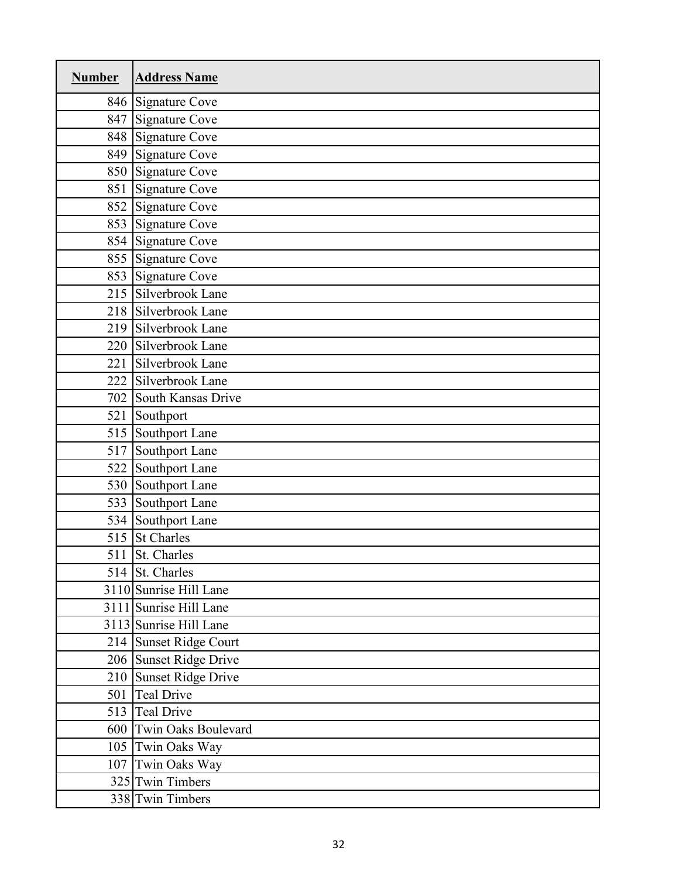| Number | Address Name |
|---|---|
| 846 | Signature Cove |
| 847 | Signature Cove |
| 848 | Signature Cove |
| 849 | Signature Cove |
| 850 | Signature Cove |
| 851 | Signature Cove |
| 852 | Signature Cove |
| 853 | Signature Cove |
| 854 | Signature Cove |
| 855 | Signature Cove |
| 853 | Signature Cove |
| 215 | Silverbrook Lane |
| 218 | Silverbrook Lane |
| 219 | Silverbrook Lane |
| 220 | Silverbrook Lane |
| 221 | Silverbrook Lane |
| 222 | Silverbrook Lane |
| 702 | South Kansas Drive |
| 521 | Southport |
| 515 | Southport Lane |
| 517 | Southport Lane |
| 522 | Southport Lane |
| 530 | Southport Lane |
| 533 | Southport Lane |
| 534 | Southport Lane |
| 515 | St Charles |
| 511 | St. Charles |
| 514 | St. Charles |
| 3110 | Sunrise Hill Lane |
| 3111 | Sunrise Hill Lane |
| 3113 | Sunrise Hill Lane |
| 214 | Sunset Ridge Court |
| 206 | Sunset Ridge Drive |
| 210 | Sunset Ridge Drive |
| 501 | Teal Drive |
| 513 | Teal Drive |
| 600 | Twin Oaks Boulevard |
| 105 | Twin Oaks Way |
| 107 | Twin Oaks Way |
| 325 | Twin Timbers |
| 338 | Twin Timbers |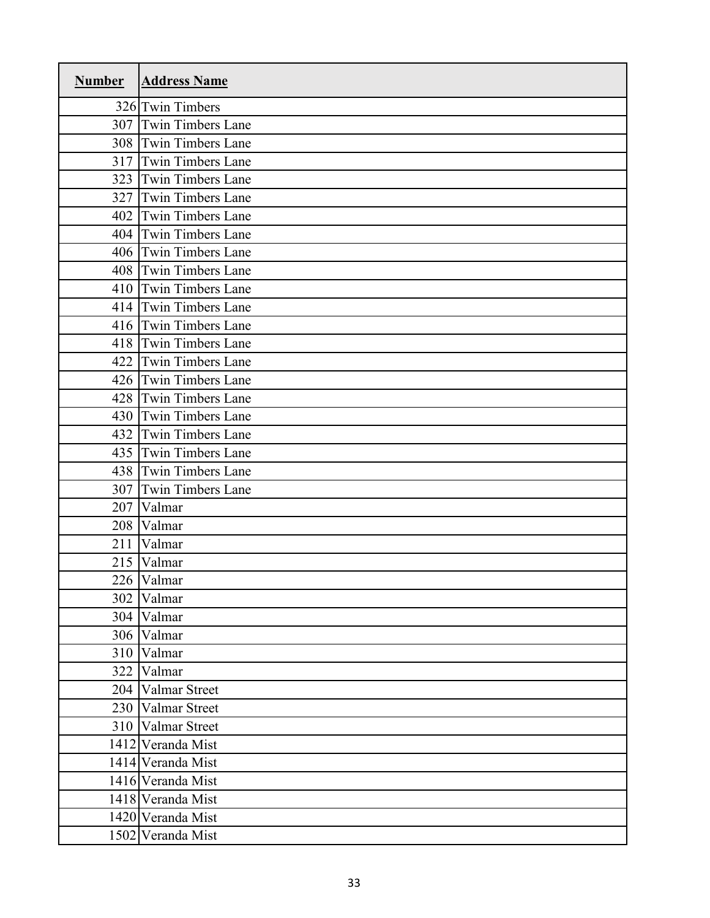| Number | Address Name |
|---|---|
| 326 | Twin Timbers |
| 307 | Twin Timbers Lane |
| 308 | Twin Timbers Lane |
| 317 | Twin Timbers Lane |
| 323 | Twin Timbers Lane |
| 327 | Twin Timbers Lane |
| 402 | Twin Timbers Lane |
| 404 | Twin Timbers Lane |
| 406 | Twin Timbers Lane |
| 408 | Twin Timbers Lane |
| 410 | Twin Timbers Lane |
| 414 | Twin Timbers Lane |
| 416 | Twin Timbers Lane |
| 418 | Twin Timbers Lane |
| 422 | Twin Timbers Lane |
| 426 | Twin Timbers Lane |
| 428 | Twin Timbers Lane |
| 430 | Twin Timbers Lane |
| 432 | Twin Timbers Lane |
| 435 | Twin Timbers Lane |
| 438 | Twin Timbers Lane |
| 307 | Twin Timbers Lane |
| 207 | Valmar |
| 208 | Valmar |
| 211 | Valmar |
| 215 | Valmar |
| 226 | Valmar |
| 302 | Valmar |
| 304 | Valmar |
| 306 | Valmar |
| 310 | Valmar |
| 322 | Valmar |
| 204 | Valmar Street |
| 230 | Valmar Street |
| 310 | Valmar Street |
| 1412 | Veranda Mist |
| 1414 | Veranda Mist |
| 1416 | Veranda Mist |
| 1418 | Veranda Mist |
| 1420 | Veranda Mist |
| 1502 | Veranda Mist |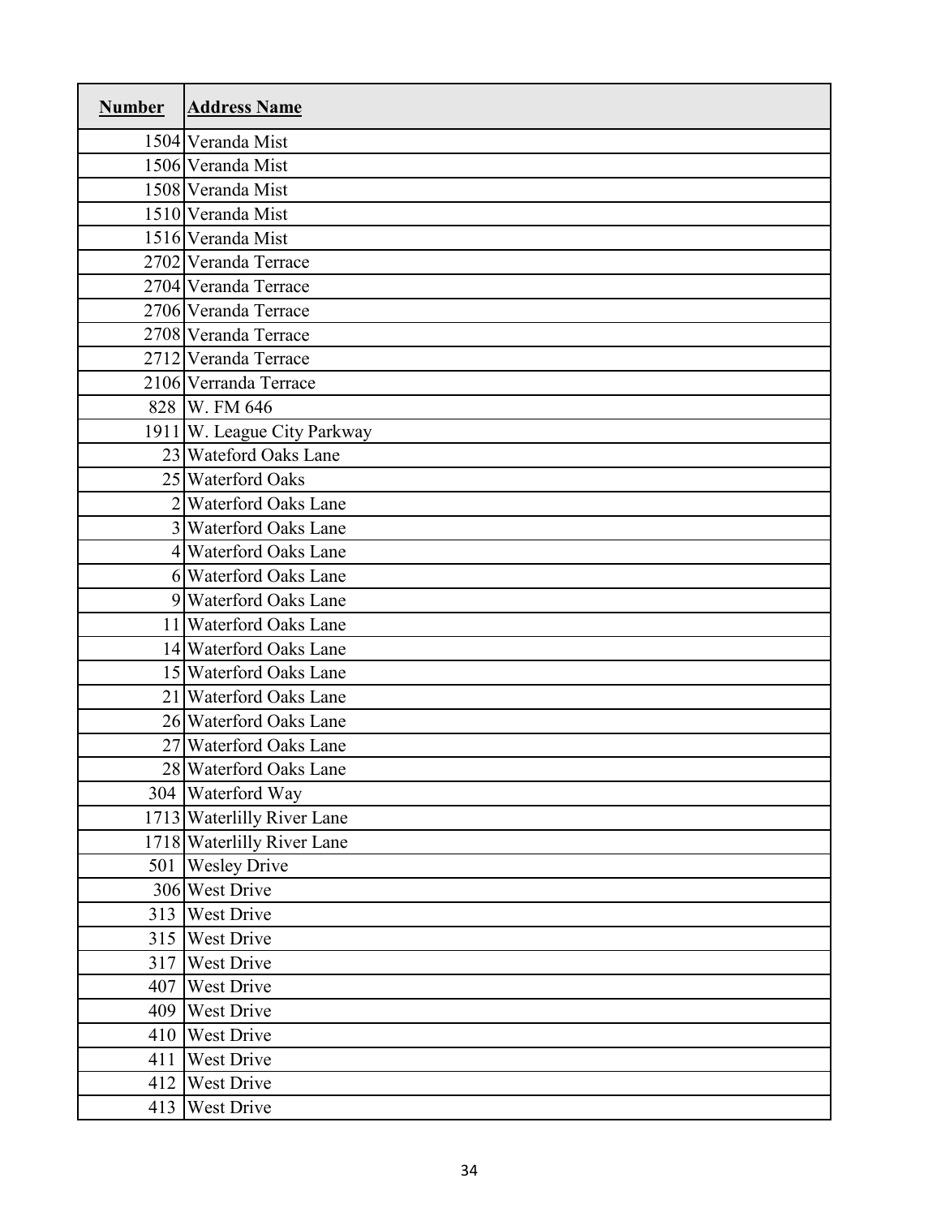| Number | Address Name |
| --- | --- |
| 1504 | Veranda Mist |
| 1506 | Veranda Mist |
| 1508 | Veranda Mist |
| 1510 | Veranda Mist |
| 1516 | Veranda Mist |
| 2702 | Veranda Terrace |
| 2704 | Veranda Terrace |
| 2706 | Veranda Terrace |
| 2708 | Veranda Terrace |
| 2712 | Veranda Terrace |
| 2106 | Verranda Terrace |
| 828 | W. FM 646 |
| 1911 | W. League City Parkway |
| 23 | Wateford Oaks Lane |
| 25 | Waterford Oaks |
| 2 | Waterford Oaks Lane |
| 3 | Waterford Oaks Lane |
| 4 | Waterford Oaks Lane |
| 6 | Waterford Oaks Lane |
| 9 | Waterford Oaks Lane |
| 11 | Waterford Oaks Lane |
| 14 | Waterford Oaks Lane |
| 15 | Waterford Oaks Lane |
| 21 | Waterford Oaks Lane |
| 26 | Waterford Oaks Lane |
| 27 | Waterford Oaks Lane |
| 28 | Waterford Oaks Lane |
| 304 | Waterford Way |
| 1713 | Waterlilly River Lane |
| 1718 | Waterlilly River Lane |
| 501 | Wesley Drive |
| 306 | West Drive |
| 313 | West Drive |
| 315 | West Drive |
| 317 | West Drive |
| 407 | West Drive |
| 409 | West Drive |
| 410 | West Drive |
| 411 | West Drive |
| 412 | West Drive |
| 413 | West Drive |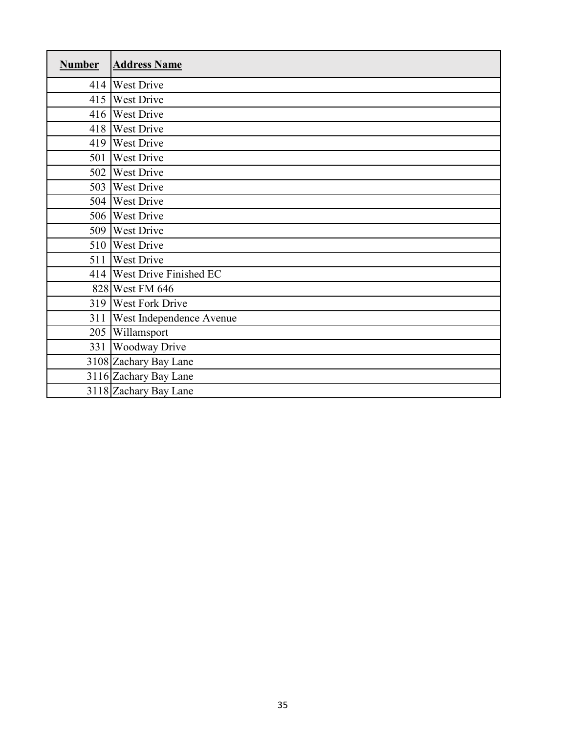| Number | Address Name |
|---|---|
| 414 | West Drive |
| 415 | West Drive |
| 416 | West Drive |
| 418 | West Drive |
| 419 | West Drive |
| 501 | West Drive |
| 502 | West Drive |
| 503 | West Drive |
| 504 | West Drive |
| 506 | West Drive |
| 509 | West Drive |
| 510 | West Drive |
| 511 | West Drive |
| 414 | West Drive Finished EC |
| 828 | West FM 646 |
| 319 | West Fork Drive |
| 311 | West Independence Avenue |
| 205 | Willamsport |
| 331 | Woodway Drive |
| 3108 | Zachary Bay Lane |
| 3116 | Zachary Bay Lane |
| 3118 | Zachary Bay Lane |